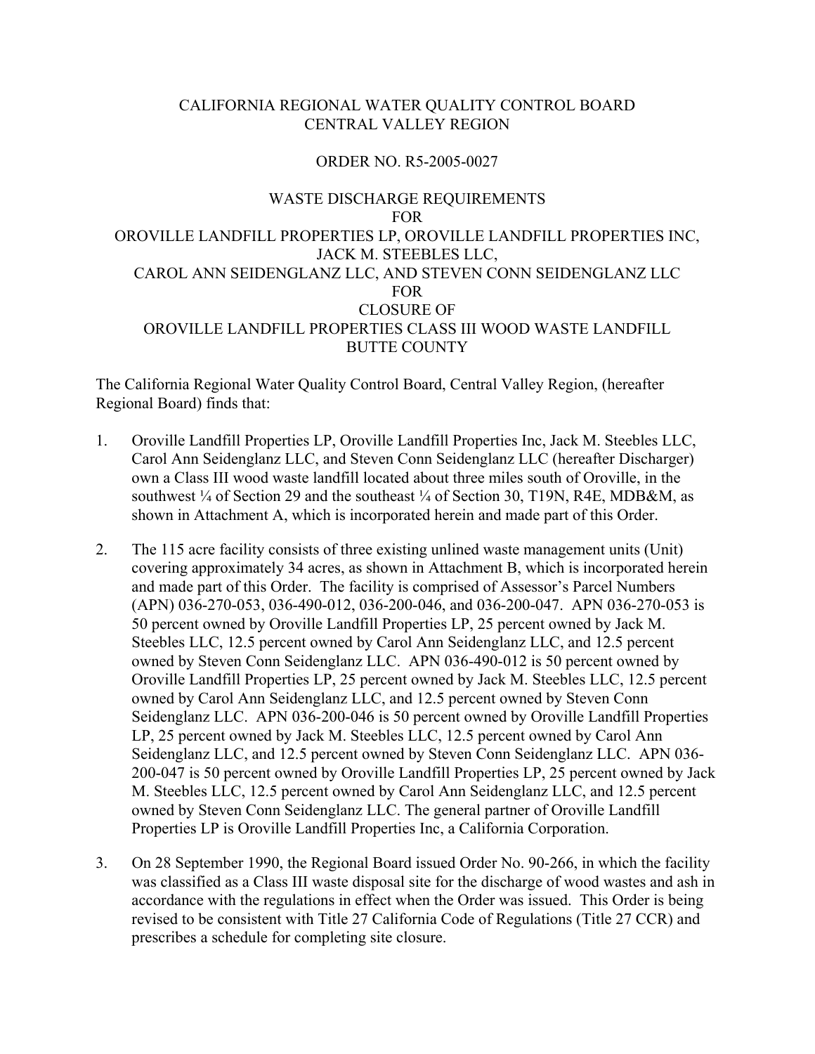# CALIFORNIA REGIONAL WATER QUALITY CONTROL BOARD
# CENTRAL VALLEY REGION

## ORDER NO. R5-2005-0027

## WASTE DISCHARGE REQUIREMENTS
## FOR
## OROVILLE LANDFILL PROPERTIES LP, OROVILLE LANDFILL PROPERTIES INC, JACK M. STEEBLES LLC, CAROL ANN SEIDENGLANZ LLC, AND STEVEN CONN SEIDENGLANZ LLC
## FOR
## CLOSURE OF
## OROVILLE LANDFILL PROPERTIES CLASS III WOOD WASTE LANDFILL
## BUTTE COUNTY

The California Regional Water Quality Control Board, Central Valley Region, (hereafter Regional Board) finds that:

1. Oroville Landfill Properties LP, Oroville Landfill Properties Inc, Jack M. Steebles LLC, Carol Ann Seidenglanz LLC, and Steven Conn Seidenglanz LLC (hereafter Discharger) own a Class III wood waste landfill located about three miles south of Oroville, in the southwest ¼ of Section 29 and the southeast ¼ of Section 30, T19N, R4E, MDB&M, as shown in Attachment A, which is incorporated herein and made part of this Order.

2. The 115 acre facility consists of three existing unlined waste management units (Unit) covering approximately 34 acres, as shown in Attachment B, which is incorporated herein and made part of this Order. The facility is comprised of Assessor's Parcel Numbers (APN) 036-270-053, 036-490-012, 036-200-046, and 036-200-047. APN 036-270-053 is 50 percent owned by Oroville Landfill Properties LP, 25 percent owned by Jack M. Steebles LLC, 12.5 percent owned by Carol Ann Seidenglanz LLC, and 12.5 percent owned by Steven Conn Seidenglanz LLC. APN 036-490-012 is 50 percent owned by Oroville Landfill Properties LP, 25 percent owned by Jack M. Steebles LLC, 12.5 percent owned by Carol Ann Seidenglanz LLC, and 12.5 percent owned by Steven Conn Seidenglanz LLC. APN 036-200-046 is 50 percent owned by Oroville Landfill Properties LP, 25 percent owned by Jack M. Steebles LLC, 12.5 percent owned by Carol Ann Seidenglanz LLC, and 12.5 percent owned by Steven Conn Seidenglanz LLC. APN 036-200-047 is 50 percent owned by Oroville Landfill Properties LP, 25 percent owned by Jack M. Steebles LLC, 12.5 percent owned by Carol Ann Seidenglanz LLC, and 12.5 percent owned by Steven Conn Seidenglanz LLC. The general partner of Oroville Landfill Properties LP is Oroville Landfill Properties Inc, a California Corporation.

3. On 28 September 1990, the Regional Board issued Order No. 90-266, in which the facility was classified as a Class III waste disposal site for the discharge of wood wastes and ash in accordance with the regulations in effect when the Order was issued. This Order is being revised to be consistent with Title 27 California Code of Regulations (Title 27 CCR) and prescribes a schedule for completing site closure.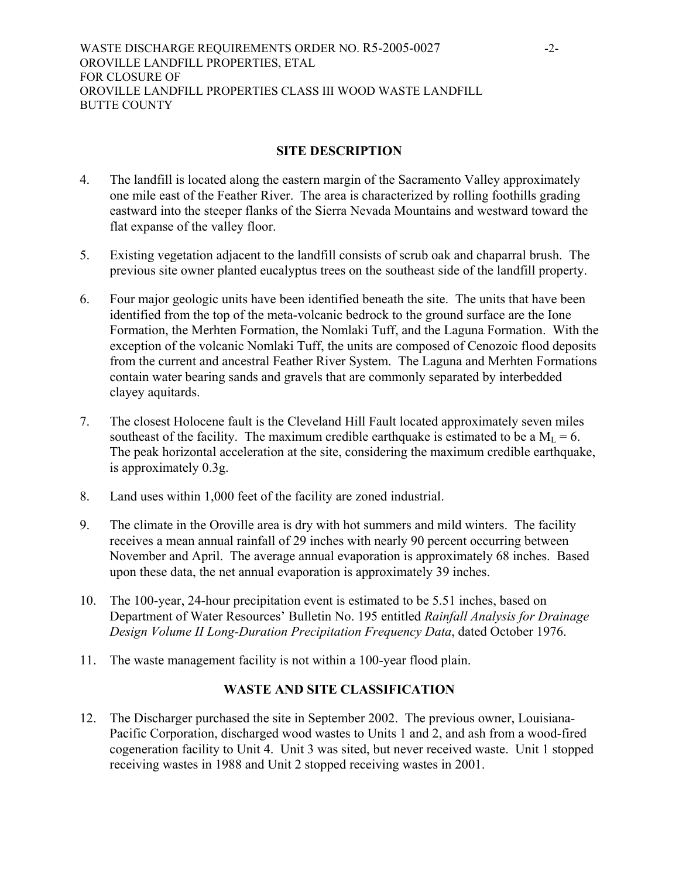## SITE DESCRIPTION

4. The landfill is located along the eastern margin of the Sacramento Valley approximately one mile east of the Feather River. The area is characterized by rolling foothills grading eastward into the steeper flanks of the Sierra Nevada Mountains and westward toward the flat expanse of the valley floor.

5. Existing vegetation adjacent to the landfill consists of scrub oak and chaparral brush. The previous site owner planted eucalyptus trees on the southeast side of the landfill property.

6. Four major geologic units have been identified beneath the site. The units that have been identified from the top of the meta-volcanic bedrock to the ground surface are the Ione Formation, the Merhten Formation, the Nomlaki Tuff, and the Laguna Formation. With the exception of the volcanic Nomlaki Tuff, the units are composed of Cenozoic flood deposits from the current and ancestral Feather River System. The Laguna and Merhten Formations contain water bearing sands and gravels that are commonly separated by interbedded clayey aquitards.

7. The closest Holocene fault is the Cleveland Hill Fault located approximately seven miles southeast of the facility. The maximum credible earthquake is estimated to be a $M_L = 6$. The peak horizontal acceleration at the site, considering the maximum credible earthquake, is approximately 0.3g.

8. Land uses within 1,000 feet of the facility are zoned industrial.

9. The climate in the Oroville area is dry with hot summers and mild winters. The facility receives a mean annual rainfall of 29 inches with nearly 90 percent occurring between November and April. The average annual evaporation is approximately 68 inches. Based upon these data, the net annual evaporation is approximately 39 inches.

10. The 100-year, 24-hour precipitation event is estimated to be 5.51 inches, based on Department of Water Resources' Bulletin No. 195 entitled *Rainfall Analysis for Drainage Design Volume II Long-Duration Precipitation Frequency Data*, dated October 1976.

11. The waste management facility is not within a 100-year flood plain.

## WASTE AND SITE CLASSIFICATION

12. The Discharger purchased the site in September 2002. The previous owner, Louisiana-Pacific Corporation, discharged wood wastes to Units 1 and 2, and ash from a wood-fired cogeneration facility to Unit 4. Unit 3 was sited, but never received waste. Unit 1 stopped receiving wastes in 1988 and Unit 2 stopped receiving wastes in 2001.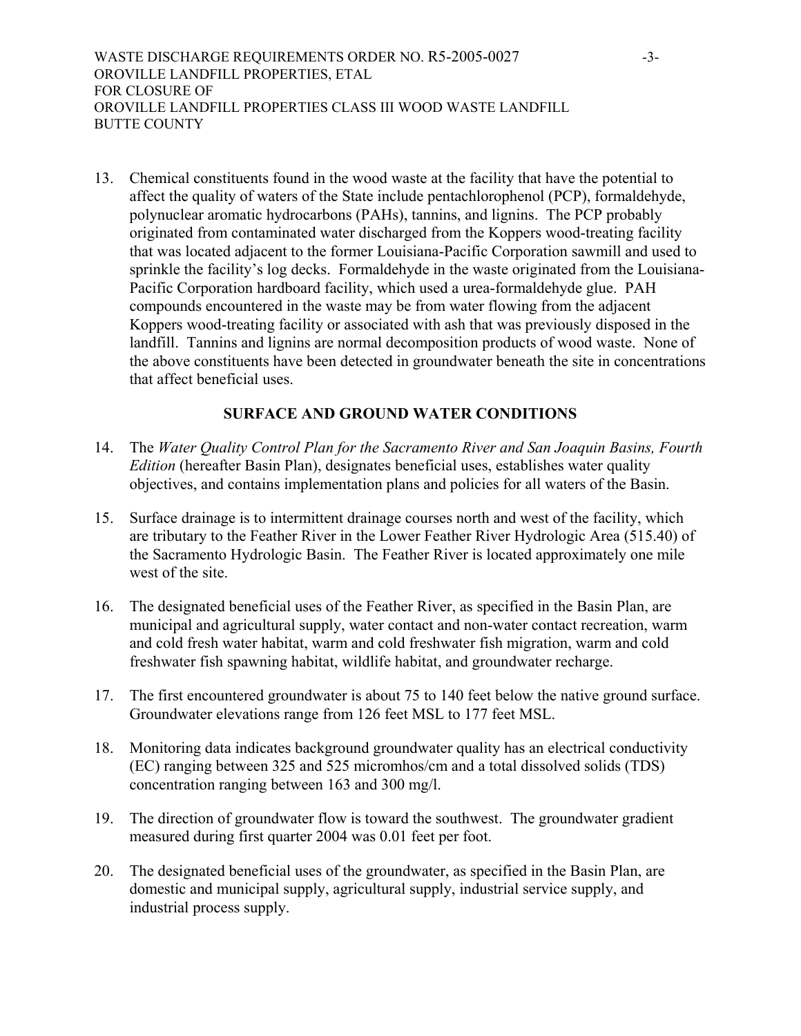13. Chemical constituents found in the wood waste at the facility that have the potential to affect the quality of waters of the State include pentachlorophenol (PCP), formaldehyde, polynuclear aromatic hydrocarbons (PAHs), tannins, and lignins. The PCP probably originated from contaminated water discharged from the Koppers wood-treating facility that was located adjacent to the former Louisiana-Pacific Corporation sawmill and used to sprinkle the facility's log decks. Formaldehyde in the waste originated from the Louisiana-Pacific Corporation hardboard facility, which used a urea-formaldehyde glue. PAH compounds encountered in the waste may be from water flowing from the adjacent Koppers wood-treating facility or associated with ash that was previously disposed in the landfill. Tannins and lignins are normal decomposition products of wood waste. None of the above constituents have been detected in groundwater beneath the site in concentrations that affect beneficial uses.

## SURFACE AND GROUND WATER CONDITIONS

14. The *Water Quality Control Plan for the Sacramento River and San Joaquin Basins, Fourth Edition* (hereafter Basin Plan), designates beneficial uses, establishes water quality objectives, and contains implementation plans and policies for all waters of the Basin.

15. Surface drainage is to intermittent drainage courses north and west of the facility, which are tributary to the Feather River in the Lower Feather River Hydrologic Area (515.40) of the Sacramento Hydrologic Basin. The Feather River is located approximately one mile west of the site.

16. The designated beneficial uses of the Feather River, as specified in the Basin Plan, are municipal and agricultural supply, water contact and non-water contact recreation, warm and cold fresh water habitat, warm and cold freshwater fish migration, warm and cold freshwater fish spawning habitat, wildlife habitat, and groundwater recharge.

17. The first encountered groundwater is about 75 to 140 feet below the native ground surface. Groundwater elevations range from 126 feet MSL to 177 feet MSL.

18. Monitoring data indicates background groundwater quality has an electrical conductivity (EC) ranging between 325 and 525 micromhos/cm and a total dissolved solids (TDS) concentration ranging between 163 and 300 mg/l.

19. The direction of groundwater flow is toward the southwest. The groundwater gradient measured during first quarter 2004 was 0.01 feet per foot.

20. The designated beneficial uses of the groundwater, as specified in the Basin Plan, are domestic and municipal supply, agricultural supply, industrial service supply, and industrial process supply.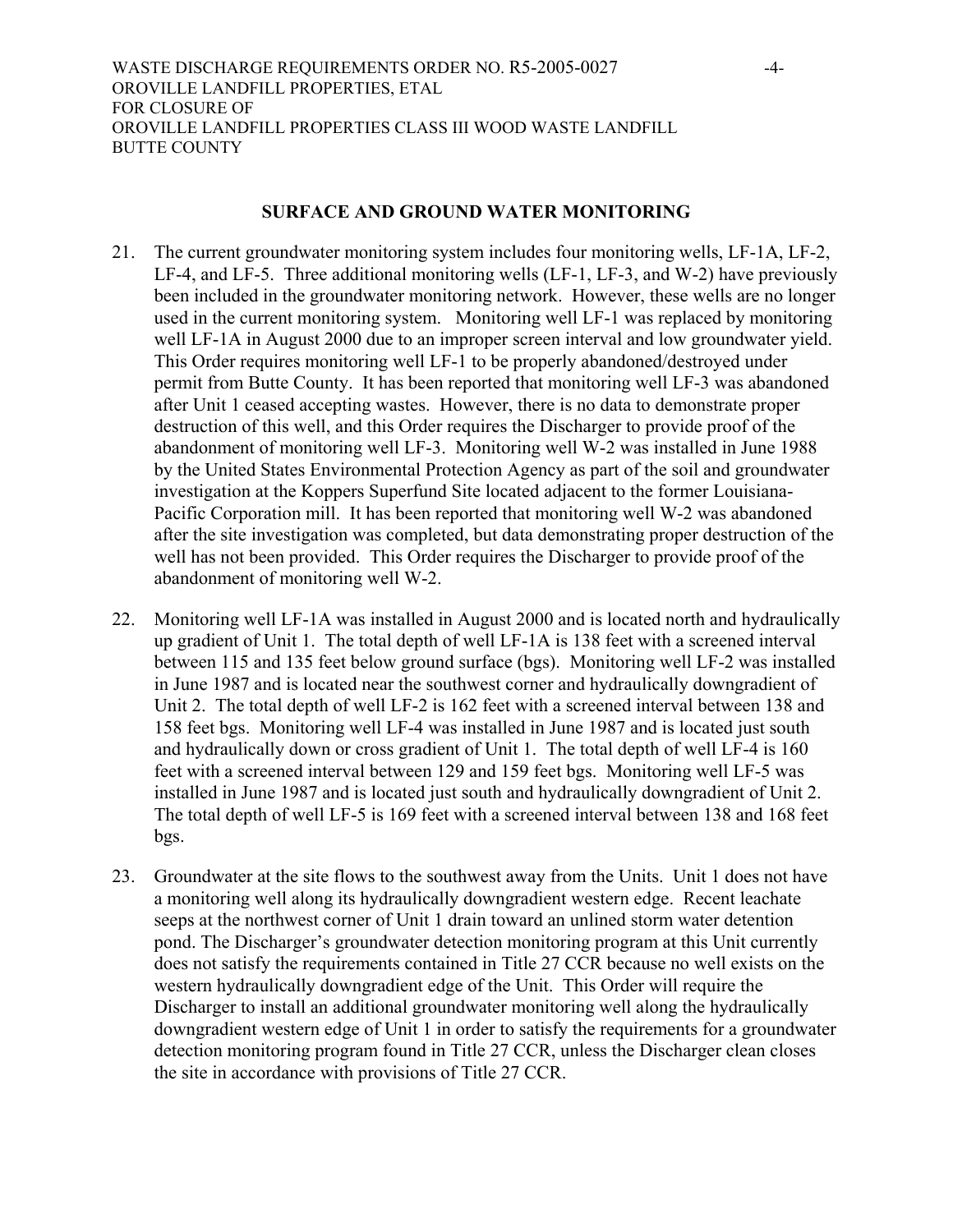## SURFACE AND GROUND WATER MONITORING

21. The current groundwater monitoring system includes four monitoring wells, LF-1A, LF-2, LF-4, and LF-5. Three additional monitoring wells (LF-1, LF-3, and W-2) have previously been included in the groundwater monitoring network. However, these wells are no longer used in the current monitoring system. Monitoring well LF-1 was replaced by monitoring well LF-1A in August 2000 due to an improper screen interval and low groundwater yield. This Order requires monitoring well LF-1 to be properly abandoned/destroyed under permit from Butte County. It has been reported that monitoring well LF-3 was abandoned after Unit 1 ceased accepting wastes. However, there is no data to demonstrate proper destruction of this well, and this Order requires the Discharger to provide proof of the abandonment of monitoring well LF-3. Monitoring well W-2 was installed in June 1988 by the United States Environmental Protection Agency as part of the soil and groundwater investigation at the Koppers Superfund Site located adjacent to the former Louisiana-Pacific Corporation mill. It has been reported that monitoring well W-2 was abandoned after the site investigation was completed, but data demonstrating proper destruction of the well has not been provided. This Order requires the Discharger to provide proof of the abandonment of monitoring well W-2.

22. Monitoring well LF-1A was installed in August 2000 and is located north and hydraulically up gradient of Unit 1. The total depth of well LF-1A is 138 feet with a screened interval between 115 and 135 feet below ground surface (bgs). Monitoring well LF-2 was installed in June 1987 and is located near the southwest corner and hydraulically downgradient of Unit 2. The total depth of well LF-2 is 162 feet with a screened interval between 138 and 158 feet bgs. Monitoring well LF-4 was installed in June 1987 and is located just south and hydraulically down or cross gradient of Unit 1. The total depth of well LF-4 is 160 feet with a screened interval between 129 and 159 feet bgs. Monitoring well LF-5 was installed in June 1987 and is located just south and hydraulically downgradient of Unit 2. The total depth of well LF-5 is 169 feet with a screened interval between 138 and 168 feet bgs.

23. Groundwater at the site flows to the southwest away from the Units. Unit 1 does not have a monitoring well along its hydraulically downgradient western edge. Recent leachate seeps at the northwest corner of Unit 1 drain toward an unlined storm water detention pond. The Discharger's groundwater detection monitoring program at this Unit currently does not satisfy the requirements contained in Title 27 CCR because no well exists on the western hydraulically downgradient edge of the Unit. This Order will require the Discharger to install an additional groundwater monitoring well along the hydraulically downgradient western edge of Unit 1 in order to satisfy the requirements for a groundwater detection monitoring program found in Title 27 CCR, unless the Discharger clean closes the site in accordance with provisions of Title 27 CCR.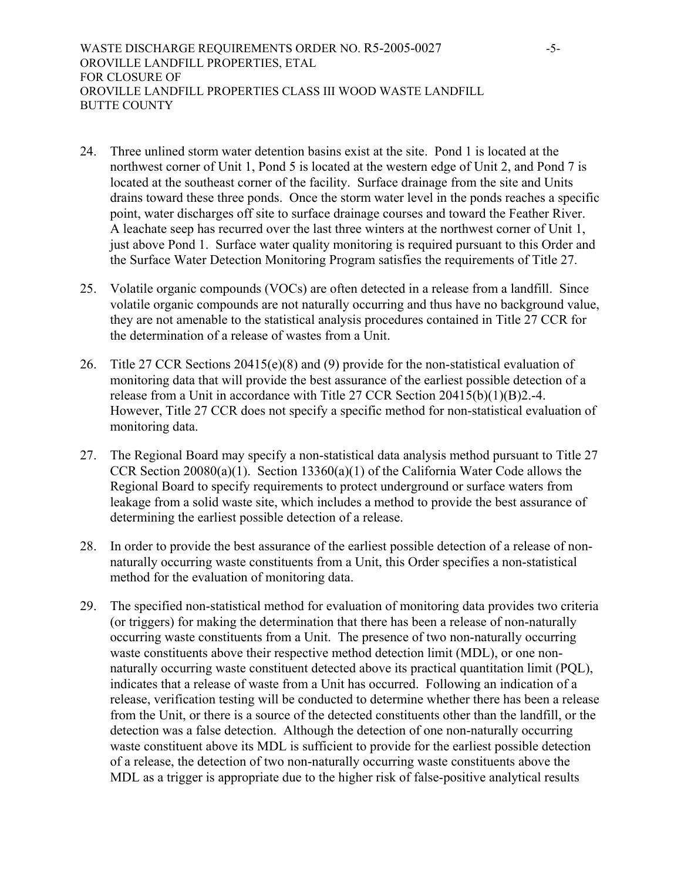24. Three unlined storm water detention basins exist at the site. Pond 1 is located at the northwest corner of Unit 1, Pond 5 is located at the western edge of Unit 2, and Pond 7 is located at the southeast corner of the facility. Surface drainage from the site and Units drains toward these three ponds. Once the storm water level in the ponds reaches a specific point, water discharges off site to surface drainage courses and toward the Feather River. A leachate seep has recurred over the last three winters at the northwest corner of Unit 1, just above Pond 1. Surface water quality monitoring is required pursuant to this Order and the Surface Water Detection Monitoring Program satisfies the requirements of Title 27.

25. Volatile organic compounds (VOCs) are often detected in a release from a landfill. Since volatile organic compounds are not naturally occurring and thus have no background value, they are not amenable to the statistical analysis procedures contained in Title 27 CCR for the determination of a release of wastes from a Unit.

26. Title 27 CCR Sections 20415(e)(8) and (9) provide for the non-statistical evaluation of monitoring data that will provide the best assurance of the earliest possible detection of a release from a Unit in accordance with Title 27 CCR Section 20415(b)(1)(B)2.-4. However, Title 27 CCR does not specify a specific method for non-statistical evaluation of monitoring data.

27. The Regional Board may specify a non-statistical data analysis method pursuant to Title 27 CCR Section 20080(a)(1). Section 13360(a)(1) of the California Water Code allows the Regional Board to specify requirements to protect underground or surface waters from leakage from a solid waste site, which includes a method to provide the best assurance of determining the earliest possible detection of a release.

28. In order to provide the best assurance of the earliest possible detection of a release of non-naturally occurring waste constituents from a Unit, this Order specifies a non-statistical method for the evaluation of monitoring data.

29. The specified non-statistical method for evaluation of monitoring data provides two criteria (or triggers) for making the determination that there has been a release of non-naturally occurring waste constituents from a Unit. The presence of two non-naturally occurring waste constituents above their respective method detection limit (MDL), or one non-naturally occurring waste constituent detected above its practical quantitation limit (PQL), indicates that a release of waste from a Unit has occurred. Following an indication of a release, verification testing will be conducted to determine whether there has been a release from the Unit, or there is a source of the detected constituents other than the landfill, or the detection was a false detection. Although the detection of one non-naturally occurring waste constituent above its MDL is sufficient to provide for the earliest possible detection of a release, the detection of two non-naturally occurring waste constituents above the MDL as a trigger is appropriate due to the higher risk of false-positive analytical results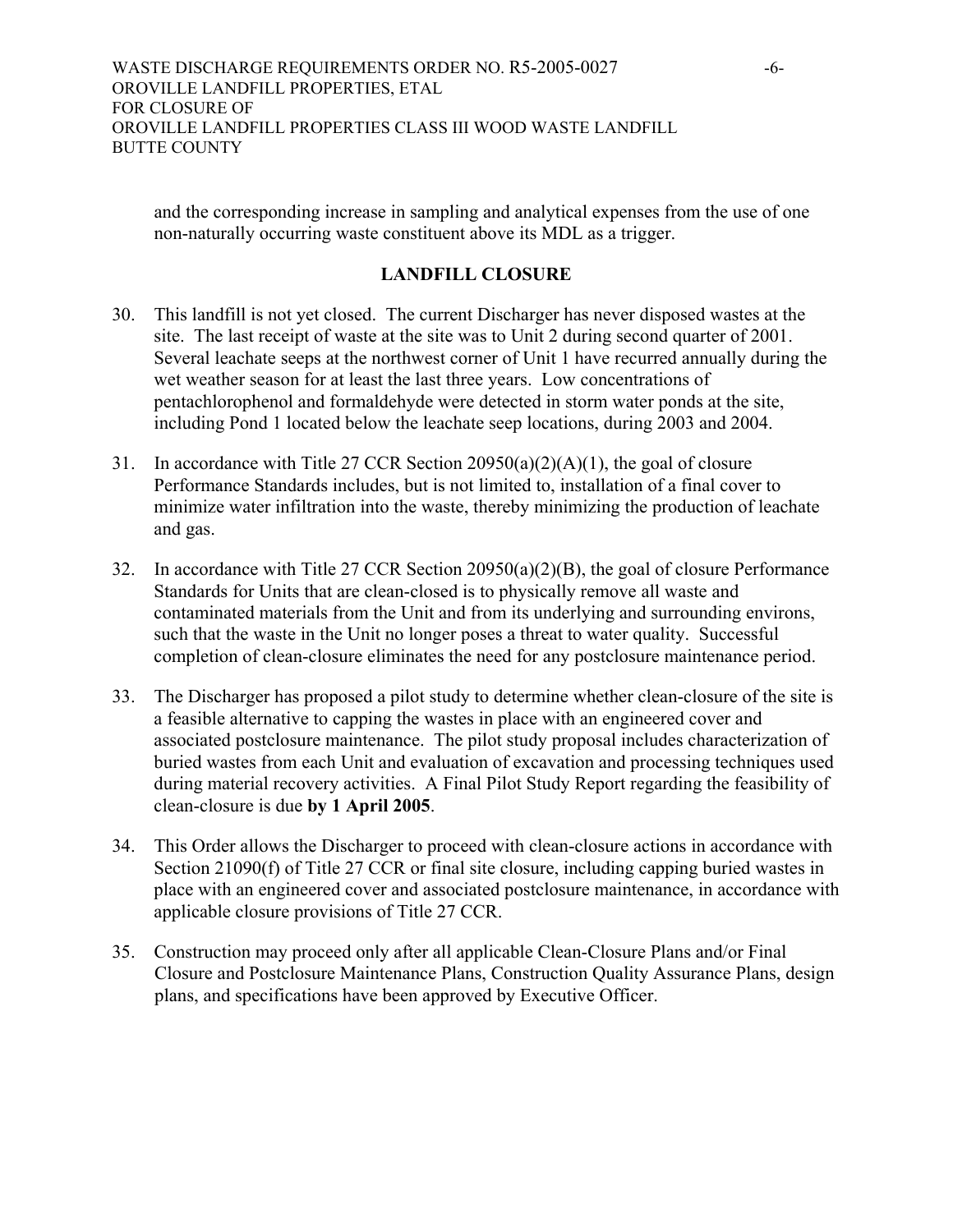and the corresponding increase in sampling and analytical expenses from the use of one non-naturally occurring waste constituent above its MDL as a trigger.

## LANDFILL CLOSURE

30. This landfill is not yet closed. The current Discharger has never disposed wastes at the site. The last receipt of waste at the site was to Unit 2 during second quarter of 2001. Several leachate seeps at the northwest corner of Unit 1 have recurred annually during the wet weather season for at least the last three years. Low concentrations of pentachlorophenol and formaldehyde were detected in storm water ponds at the site, including Pond 1 located below the leachate seep locations, during 2003 and 2004.

31. In accordance with Title 27 CCR Section 20950(a)(2)(A)(1), the goal of closure Performance Standards includes, but is not limited to, installation of a final cover to minimize water infiltration into the waste, thereby minimizing the production of leachate and gas.

32. In accordance with Title 27 CCR Section 20950(a)(2)(B), the goal of closure Performance Standards for Units that are clean-closed is to physically remove all waste and contaminated materials from the Unit and from its underlying and surrounding environs, such that the waste in the Unit no longer poses a threat to water quality. Successful completion of clean-closure eliminates the need for any postclosure maintenance period.

33. The Discharger has proposed a pilot study to determine whether clean-closure of the site is a feasible alternative to capping the wastes in place with an engineered cover and associated postclosure maintenance. The pilot study proposal includes characterization of buried wastes from each Unit and evaluation of excavation and processing techniques used during material recovery activities. A Final Pilot Study Report regarding the feasibility of clean-closure is due **by 1 April 2005**.

34. This Order allows the Discharger to proceed with clean-closure actions in accordance with Section 21090(f) of Title 27 CCR or final site closure, including capping buried wastes in place with an engineered cover and associated postclosure maintenance, in accordance with applicable closure provisions of Title 27 CCR.

35. Construction may proceed only after all applicable Clean-Closure Plans and/or Final Closure and Postclosure Maintenance Plans, Construction Quality Assurance Plans, design plans, and specifications have been approved by Executive Officer.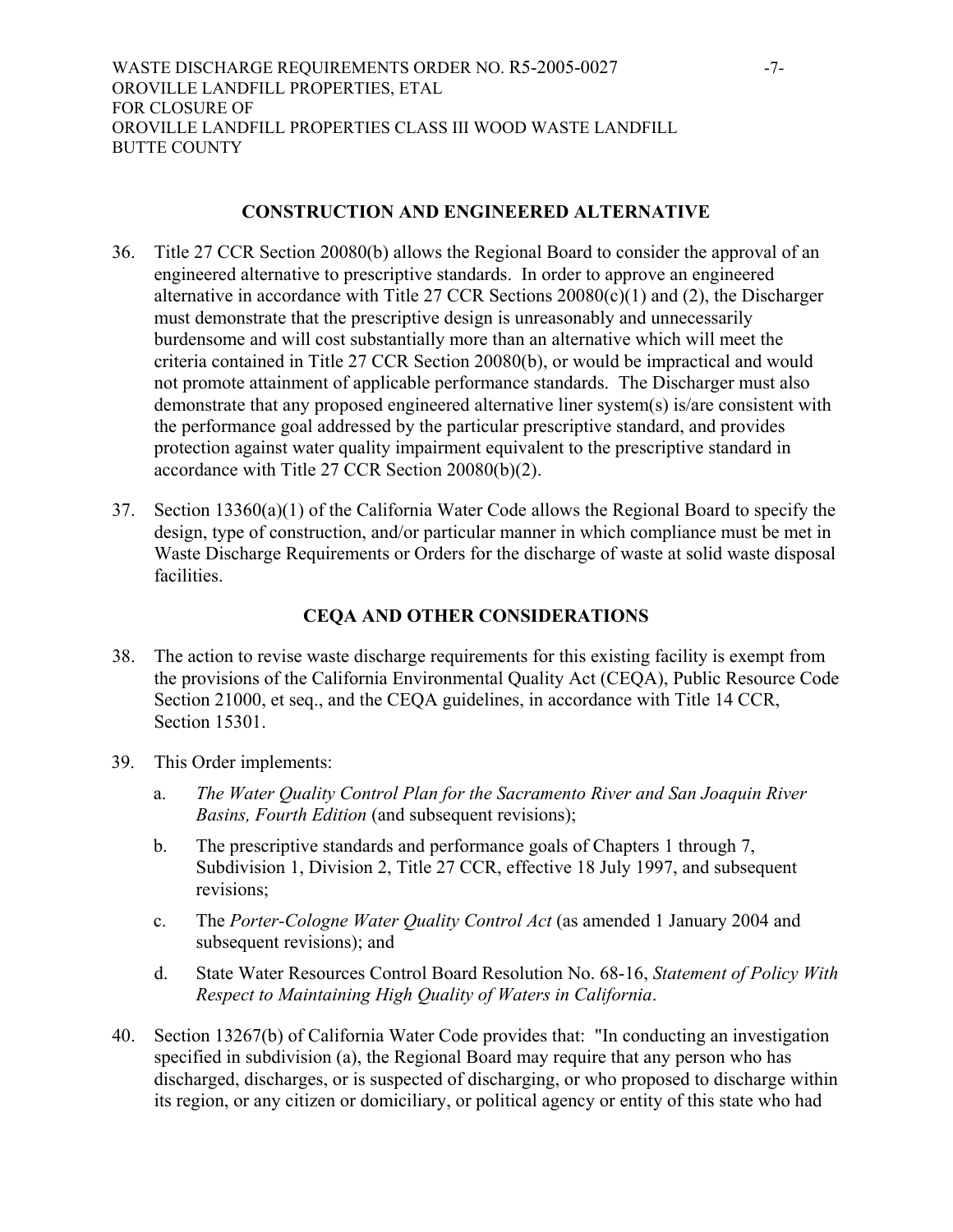## CONSTRUCTION AND ENGINEERED ALTERNATIVE

36. Title 27 CCR Section 20080(b) allows the Regional Board to consider the approval of an engineered alternative to prescriptive standards. In order to approve an engineered alternative in accordance with Title 27 CCR Sections 20080(c)(1) and (2), the Discharger must demonstrate that the prescriptive design is unreasonably and unnecessarily burdensome and will cost substantially more than an alternative which will meet the criteria contained in Title 27 CCR Section 20080(b), or would be impractical and would not promote attainment of applicable performance standards. The Discharger must also demonstrate that any proposed engineered alternative liner system(s) is/are consistent with the performance goal addressed by the particular prescriptive standard, and provides protection against water quality impairment equivalent to the prescriptive standard in accordance with Title 27 CCR Section 20080(b)(2).

37. Section 13360(a)(1) of the California Water Code allows the Regional Board to specify the design, type of construction, and/or particular manner in which compliance must be met in Waste Discharge Requirements or Orders for the discharge of waste at solid waste disposal facilities.

## CEQA AND OTHER CONSIDERATIONS

38. The action to revise waste discharge requirements for this existing facility is exempt from the provisions of the California Environmental Quality Act (CEQA), Public Resource Code Section 21000, et seq., and the CEQA guidelines, in accordance with Title 14 CCR, Section 15301.

39. This Order implements:

    a. *The Water Quality Control Plan for the Sacramento River and San Joaquin River Basins, Fourth Edition* (and subsequent revisions);

    b. The prescriptive standards and performance goals of Chapters 1 through 7, Subdivision 1, Division 2, Title 27 CCR, effective 18 July 1997, and subsequent revisions;

    c. The *Porter-Cologne Water Quality Control Act* (as amended 1 January 2004 and subsequent revisions); and

    d. State Water Resources Control Board Resolution No. 68-16, *Statement of Policy With Respect to Maintaining High Quality of Waters in California*.

40. Section 13267(b) of California Water Code provides that: "In conducting an investigation specified in subdivision (a), the Regional Board may require that any person who has discharged, discharges, or is suspected of discharging, or who proposed to discharge within its region, or any citizen or domiciliary, or political agency or entity of this state who had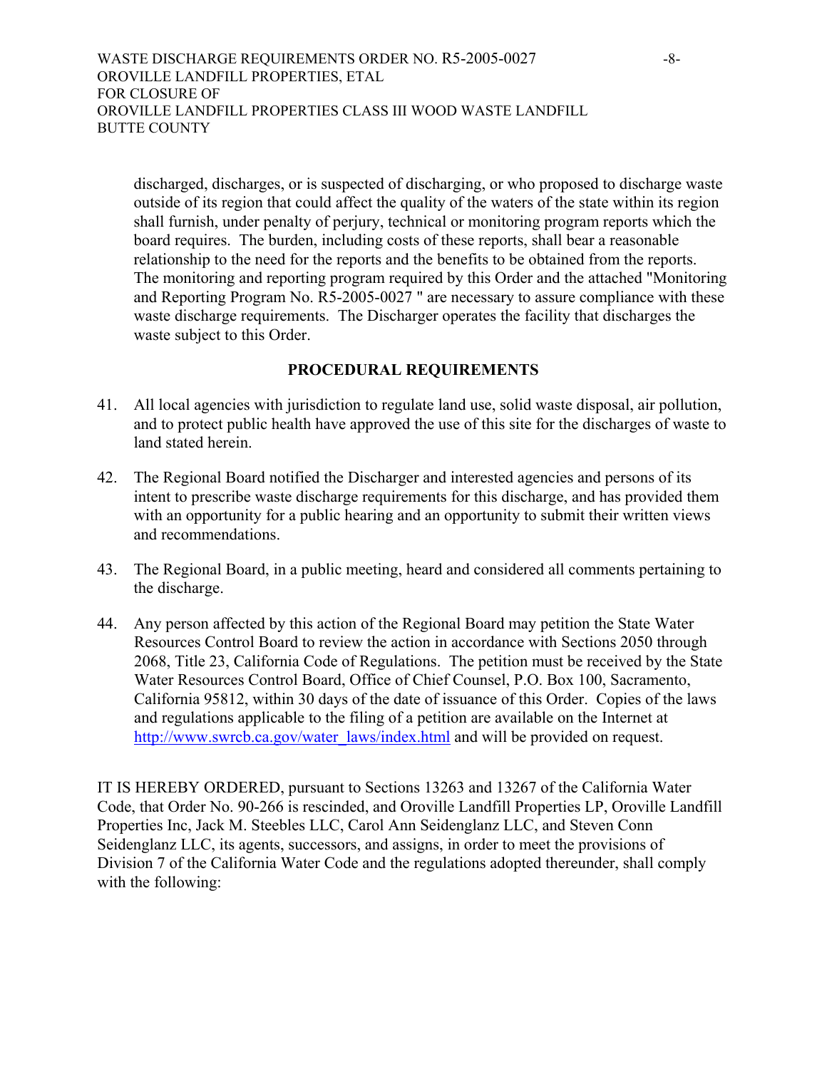discharged, discharges, or is suspected of discharging, or who proposed to discharge waste outside of its region that could affect the quality of the waters of the state within its region shall furnish, under penalty of perjury, technical or monitoring program reports which the board requires. The burden, including costs of these reports, shall bear a reasonable relationship to the need for the reports and the benefits to be obtained from the reports. The monitoring and reporting program required by this Order and the attached "Monitoring and Reporting Program No. R5-2005-0027 " are necessary to assure compliance with these waste discharge requirements. The Discharger operates the facility that discharges the waste subject to this Order.

## PROCEDURAL REQUIREMENTS

41. All local agencies with jurisdiction to regulate land use, solid waste disposal, air pollution, and to protect public health have approved the use of this site for the discharges of waste to land stated herein.

42. The Regional Board notified the Discharger and interested agencies and persons of its intent to prescribe waste discharge requirements for this discharge, and has provided them with an opportunity for a public hearing and an opportunity to submit their written views and recommendations.

43. The Regional Board, in a public meeting, heard and considered all comments pertaining to the discharge.

44. Any person affected by this action of the Regional Board may petition the State Water Resources Control Board to review the action in accordance with Sections 2050 through 2068, Title 23, California Code of Regulations. The petition must be received by the State Water Resources Control Board, Office of Chief Counsel, P.O. Box 100, Sacramento, California 95812, within 30 days of the date of issuance of this Order. Copies of the laws and regulations applicable to the filing of a petition are available on the Internet at http://www.swrcb.ca.gov/water_laws/index.html and will be provided on request.

IT IS HEREBY ORDERED, pursuant to Sections 13263 and 13267 of the California Water Code, that Order No. 90-266 is rescinded, and Oroville Landfill Properties LP, Oroville Landfill Properties Inc, Jack M. Steebles LLC, Carol Ann Seidenglanz LLC, and Steven Conn Seidenglanz LLC, its agents, successors, and assigns, in order to meet the provisions of Division 7 of the California Water Code and the regulations adopted thereunder, shall comply with the following: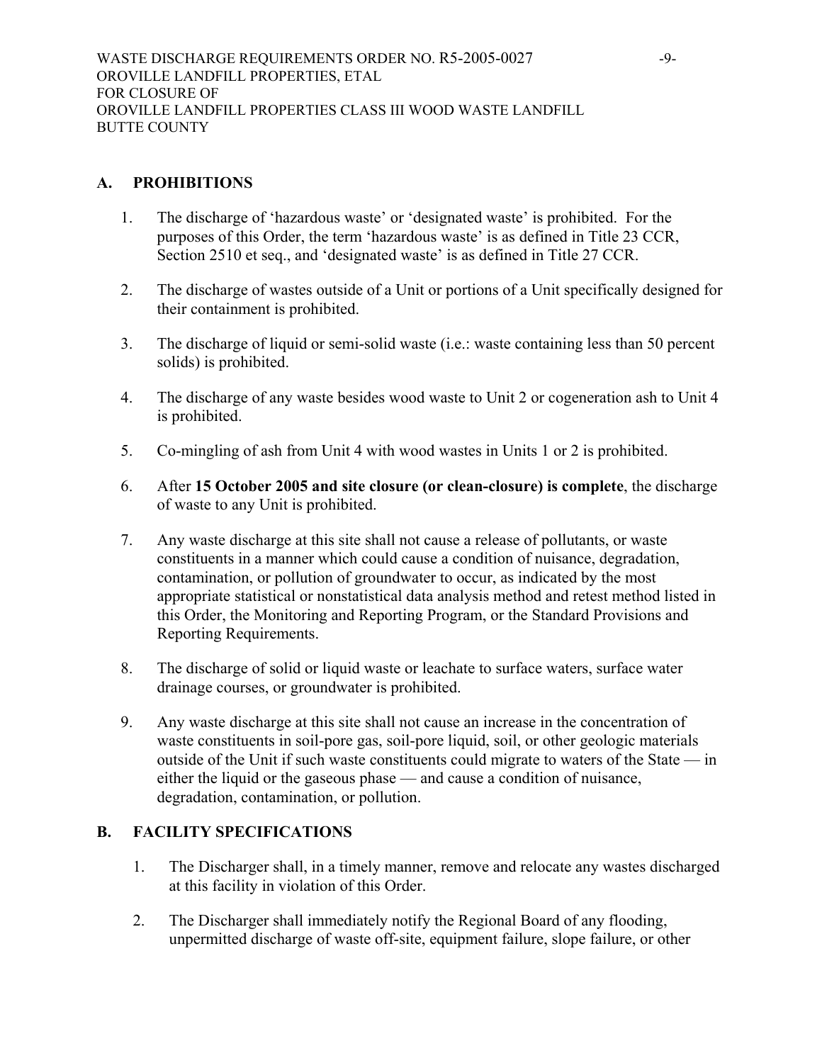## A. PROHIBITIONS

1. The discharge of 'hazardous waste' or 'designated waste' is prohibited. For the purposes of this Order, the term 'hazardous waste' is as defined in Title 23 CCR, Section 2510 et seq., and 'designated waste' is as defined in Title 27 CCR.

2. The discharge of wastes outside of a Unit or portions of a Unit specifically designed for their containment is prohibited.

3. The discharge of liquid or semi-solid waste (i.e.: waste containing less than 50 percent solids) is prohibited.

4. The discharge of any waste besides wood waste to Unit 2 or cogeneration ash to Unit 4 is prohibited.

5. Co-mingling of ash from Unit 4 with wood wastes in Units 1 or 2 is prohibited.

6. After **15 October 2005 and site closure (or clean-closure) is complete**, the discharge of waste to any Unit is prohibited.

7. Any waste discharge at this site shall not cause a release of pollutants, or waste constituents in a manner which could cause a condition of nuisance, degradation, contamination, or pollution of groundwater to occur, as indicated by the most appropriate statistical or nonstatistical data analysis method and retest method listed in this Order, the Monitoring and Reporting Program, or the Standard Provisions and Reporting Requirements.

8. The discharge of solid or liquid waste or leachate to surface waters, surface water drainage courses, or groundwater is prohibited.

9. Any waste discharge at this site shall not cause an increase in the concentration of waste constituents in soil-pore gas, soil-pore liquid, soil, or other geologic materials outside of the Unit if such waste constituents could migrate to waters of the State — in either the liquid or the gaseous phase — and cause a condition of nuisance, degradation, contamination, or pollution.

## B. FACILITY SPECIFICATIONS

1. The Discharger shall, in a timely manner, remove and relocate any wastes discharged at this facility in violation of this Order.

2. The Discharger shall immediately notify the Regional Board of any flooding, unpermitted discharge of waste off-site, equipment failure, slope failure, or other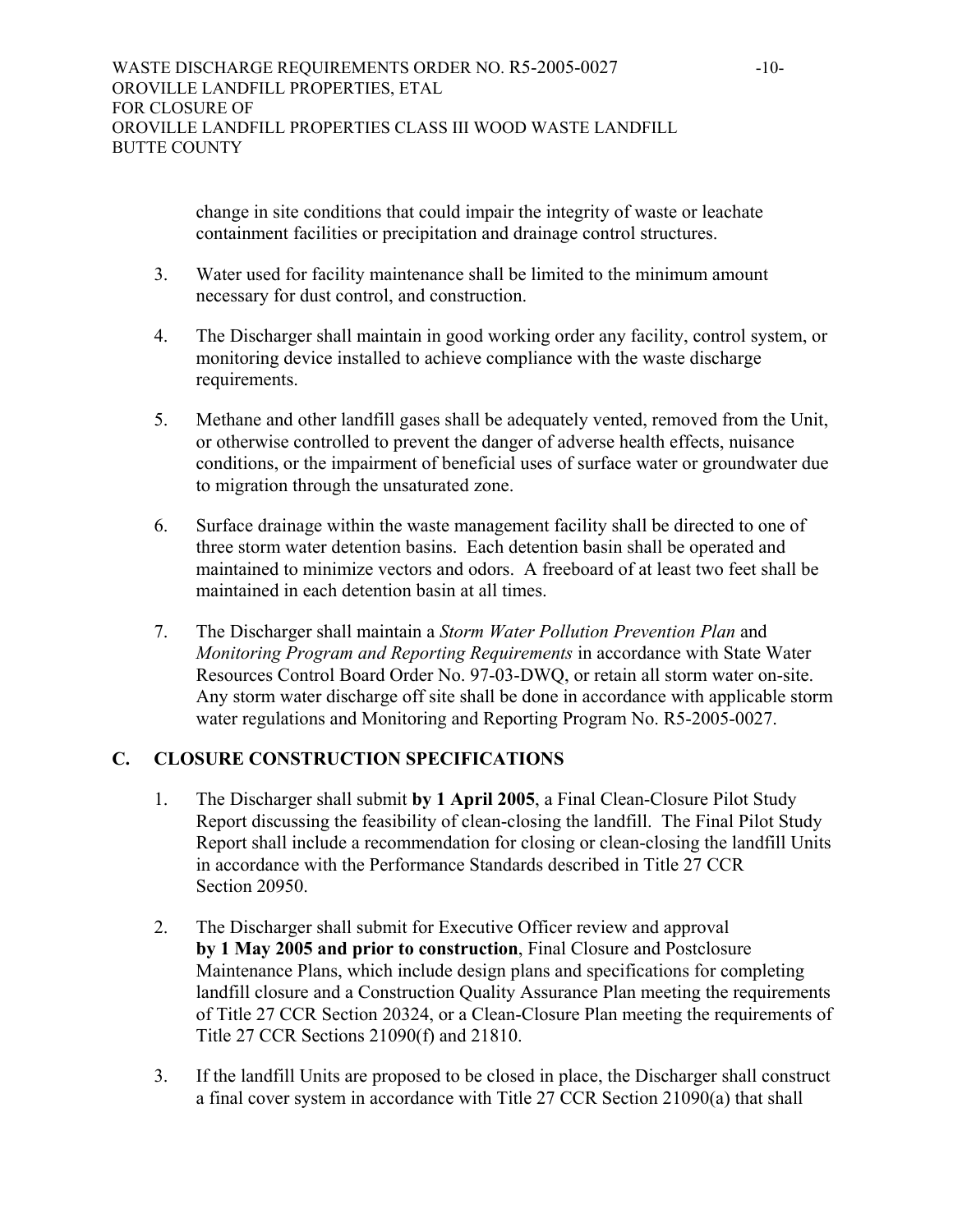change in site conditions that could impair the integrity of waste or leachate containment facilities or precipitation and drainage control structures.

3. Water used for facility maintenance shall be limited to the minimum amount necessary for dust control, and construction.

4. The Discharger shall maintain in good working order any facility, control system, or monitoring device installed to achieve compliance with the waste discharge requirements.

5. Methane and other landfill gases shall be adequately vented, removed from the Unit, or otherwise controlled to prevent the danger of adverse health effects, nuisance conditions, or the impairment of beneficial uses of surface water or groundwater due to migration through the unsaturated zone.

6. Surface drainage within the waste management facility shall be directed to one of three storm water detention basins. Each detention basin shall be operated and maintained to minimize vectors and odors. A freeboard of at least two feet shall be maintained in each detention basin at all times.

7. The Discharger shall maintain a *Storm Water Pollution Prevention Plan* and *Monitoring Program and Reporting Requirements* in accordance with State Water Resources Control Board Order No. 97-03-DWQ, or retain all storm water on-site. Any storm water discharge off site shall be done in accordance with applicable storm water regulations and Monitoring and Reporting Program No. R5-2005-0027.

## C. CLOSURE CONSTRUCTION SPECIFICATIONS

1. The Discharger shall submit **by 1 April 2005**, a Final Clean-Closure Pilot Study Report discussing the feasibility of clean-closing the landfill. The Final Pilot Study Report shall include a recommendation for closing or clean-closing the landfill Units in accordance with the Performance Standards described in Title 27 CCR Section 20950.

2. The Discharger shall submit for Executive Officer review and approval **by 1 May 2005 and prior to construction**, Final Closure and Postclosure Maintenance Plans, which include design plans and specifications for completing landfill closure and a Construction Quality Assurance Plan meeting the requirements of Title 27 CCR Section 20324, or a Clean-Closure Plan meeting the requirements of Title 27 CCR Sections 21090(f) and 21810.

3. If the landfill Units are proposed to be closed in place, the Discharger shall construct a final cover system in accordance with Title 27 CCR Section 21090(a) that shall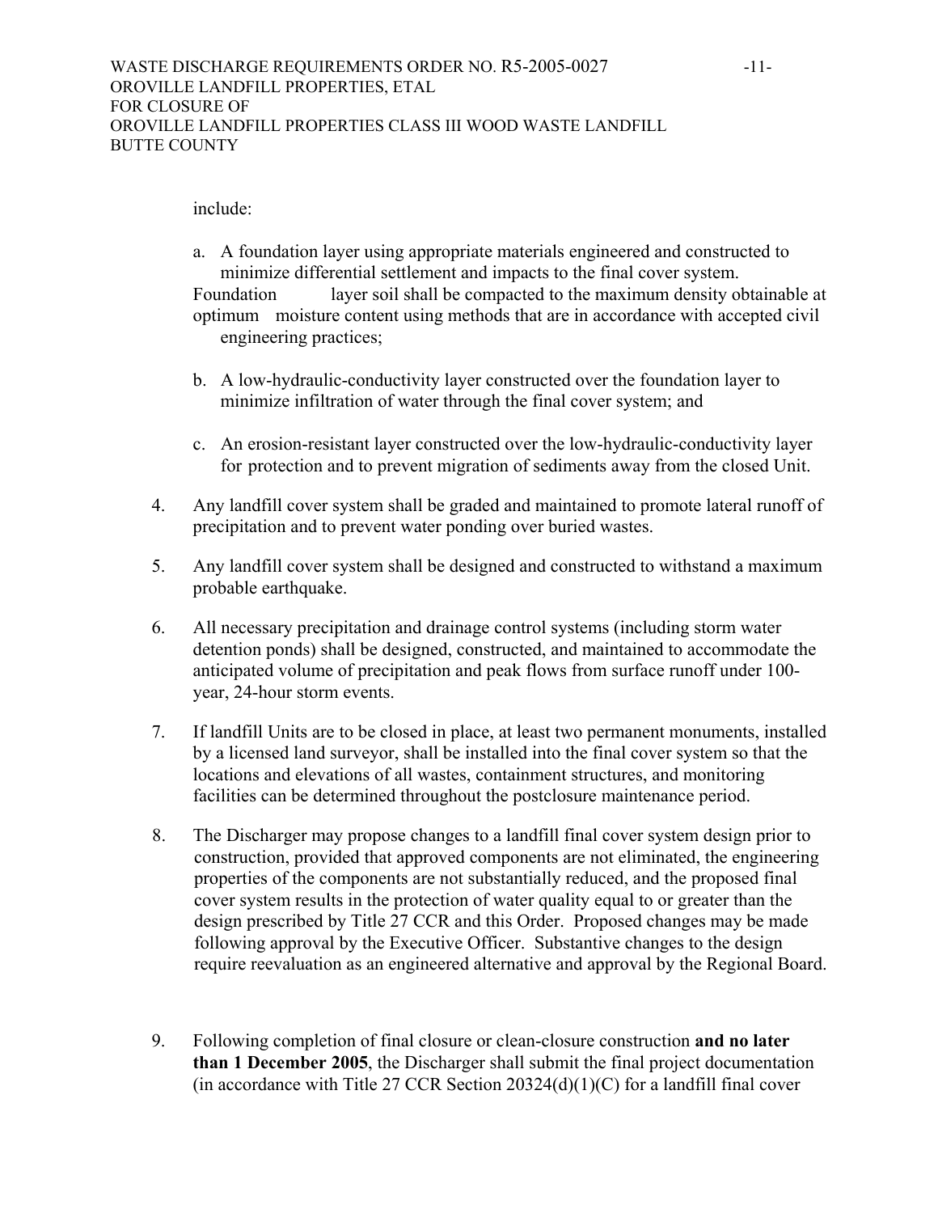include:

a. A foundation layer using appropriate materials engineered and constructed to minimize differential settlement and impacts to the final cover system. Foundation layer soil shall be compacted to the maximum density obtainable at optimum moisture content using methods that are in accordance with accepted civil engineering practices;

b. A low-hydraulic-conductivity layer constructed over the foundation layer to minimize infiltration of water through the final cover system; and

c. An erosion-resistant layer constructed over the low-hydraulic-conductivity layer for protection and to prevent migration of sediments away from the closed Unit.

4. Any landfill cover system shall be graded and maintained to promote lateral runoff of precipitation and to prevent water ponding over buried wastes.

5. Any landfill cover system shall be designed and constructed to withstand a maximum probable earthquake.

6. All necessary precipitation and drainage control systems (including storm water detention ponds) shall be designed, constructed, and maintained to accommodate the anticipated volume of precipitation and peak flows from surface runoff under 100-year, 24-hour storm events.

7. If landfill Units are to be closed in place, at least two permanent monuments, installed by a licensed land surveyor, shall be installed into the final cover system so that the locations and elevations of all wastes, containment structures, and monitoring facilities can be determined throughout the postclosure maintenance period.

8. The Discharger may propose changes to a landfill final cover system design prior to construction, provided that approved components are not eliminated, the engineering properties of the components are not substantially reduced, and the proposed final cover system results in the protection of water quality equal to or greater than the design prescribed by Title 27 CCR and this Order. Proposed changes may be made following approval by the Executive Officer. Substantive changes to the design require reevaluation as an engineered alternative and approval by the Regional Board.

9. Following completion of final closure or clean-closure construction **and no later than 1 December 2005**, the Discharger shall submit the final project documentation (in accordance with Title 27 CCR Section 20324(d)(1)(C) for a landfill final cover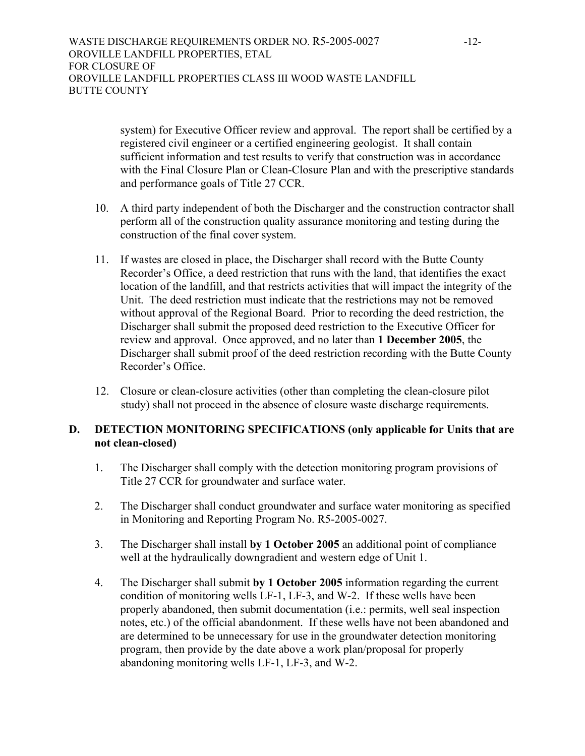system) for Executive Officer review and approval. The report shall be certified by a registered civil engineer or a certified engineering geologist. It shall contain sufficient information and test results to verify that construction was in accordance with the Final Closure Plan or Clean-Closure Plan and with the prescriptive standards and performance goals of Title 27 CCR.

10. A third party independent of both the Discharger and the construction contractor shall perform all of the construction quality assurance monitoring and testing during the construction of the final cover system.

11. If wastes are closed in place, the Discharger shall record with the Butte County Recorder's Office, a deed restriction that runs with the land, that identifies the exact location of the landfill, and that restricts activities that will impact the integrity of the Unit. The deed restriction must indicate that the restrictions may not be removed without approval of the Regional Board. Prior to recording the deed restriction, the Discharger shall submit the proposed deed restriction to the Executive Officer for review and approval. Once approved, and no later than **1 December 2005**, the Discharger shall submit proof of the deed restriction recording with the Butte County Recorder's Office.

12. Closure or clean-closure activities (other than completing the clean-closure pilot study) shall not proceed in the absence of closure waste discharge requirements.

## D. DETECTION MONITORING SPECIFICATIONS (only applicable for Units that are not clean-closed)

1. The Discharger shall comply with the detection monitoring program provisions of Title 27 CCR for groundwater and surface water.

2. The Discharger shall conduct groundwater and surface water monitoring as specified in Monitoring and Reporting Program No. R5-2005-0027.

3. The Discharger shall install **by 1 October 2005** an additional point of compliance well at the hydraulically downgradient and western edge of Unit 1.

4. The Discharger shall submit **by 1 October 2005** information regarding the current condition of monitoring wells LF-1, LF-3, and W-2. If these wells have been properly abandoned, then submit documentation (i.e.: permits, well seal inspection notes, etc.) of the official abandonment. If these wells have not been abandoned and are determined to be unnecessary for use in the groundwater detection monitoring program, then provide by the date above a work plan/proposal for properly abandoning monitoring wells LF-1, LF-3, and W-2.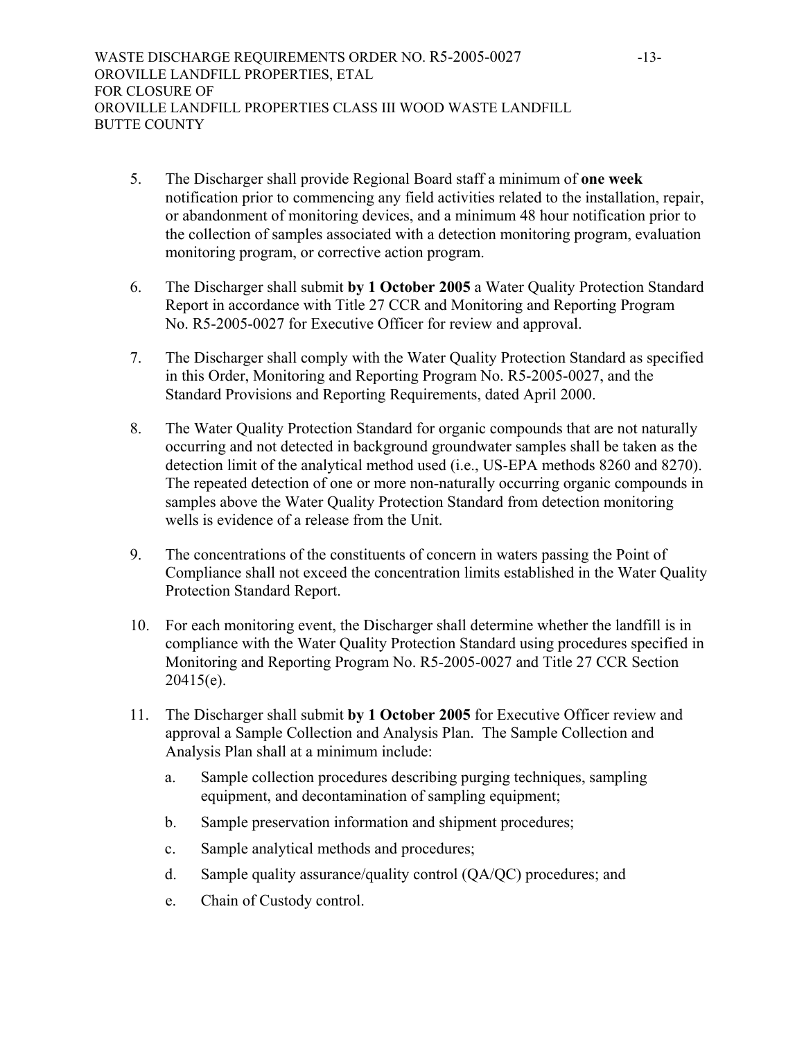5. The Discharger shall provide Regional Board staff a minimum of **one week** notification prior to commencing any field activities related to the installation, repair, or abandonment of monitoring devices, and a minimum 48 hour notification prior to the collection of samples associated with a detection monitoring program, evaluation monitoring program, or corrective action program.

6. The Discharger shall submit **by 1 October 2005** a Water Quality Protection Standard Report in accordance with Title 27 CCR and Monitoring and Reporting Program No. R5-2005-0027 for Executive Officer for review and approval.

7. The Discharger shall comply with the Water Quality Protection Standard as specified in this Order, Monitoring and Reporting Program No. R5-2005-0027, and the Standard Provisions and Reporting Requirements, dated April 2000.

8. The Water Quality Protection Standard for organic compounds that are not naturally occurring and not detected in background groundwater samples shall be taken as the detection limit of the analytical method used (i.e., US-EPA methods 8260 and 8270). The repeated detection of one or more non-naturally occurring organic compounds in samples above the Water Quality Protection Standard from detection monitoring wells is evidence of a release from the Unit.

9. The concentrations of the constituents of concern in waters passing the Point of Compliance shall not exceed the concentration limits established in the Water Quality Protection Standard Report.

10. For each monitoring event, the Discharger shall determine whether the landfill is in compliance with the Water Quality Protection Standard using procedures specified in Monitoring and Reporting Program No. R5-2005-0027 and Title 27 CCR Section 20415(e).

11. The Discharger shall submit **by 1 October 2005** for Executive Officer review and approval a Sample Collection and Analysis Plan. The Sample Collection and Analysis Plan shall at a minimum include:

    a. Sample collection procedures describing purging techniques, sampling equipment, and decontamination of sampling equipment;

    b. Sample preservation information and shipment procedures;

    c. Sample analytical methods and procedures;

    d. Sample quality assurance/quality control (QA/QC) procedures; and

    e. Chain of Custody control.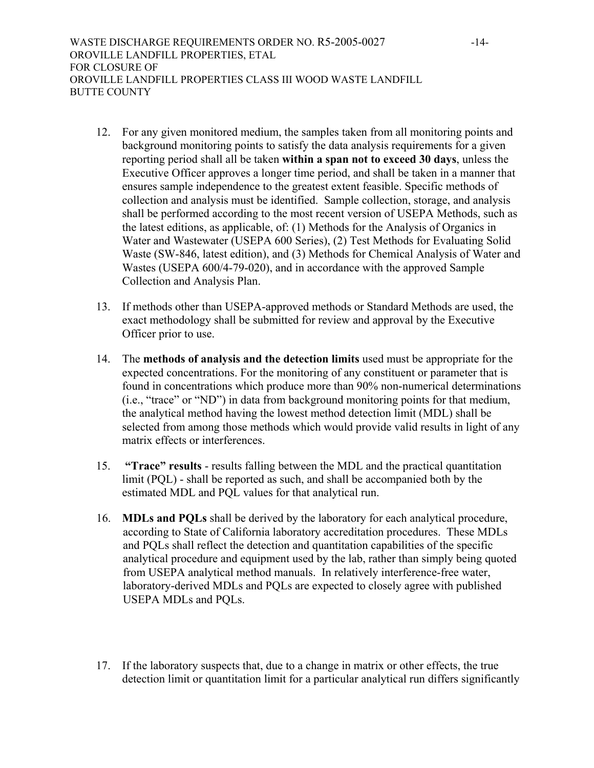12. For any given monitored medium, the samples taken from all monitoring points and background monitoring points to satisfy the data analysis requirements for a given reporting period shall all be taken **within a span not to exceed 30 days**, unless the Executive Officer approves a longer time period, and shall be taken in a manner that ensures sample independence to the greatest extent feasible. Specific methods of collection and analysis must be identified. Sample collection, storage, and analysis shall be performed according to the most recent version of USEPA Methods, such as the latest editions, as applicable, of: (1) Methods for the Analysis of Organics in Water and Wastewater (USEPA 600 Series), (2) Test Methods for Evaluating Solid Waste (SW-846, latest edition), and (3) Methods for Chemical Analysis of Water and Wastes (USEPA 600/4-79-020), and in accordance with the approved Sample Collection and Analysis Plan.

13. If methods other than USEPA-approved methods or Standard Methods are used, the exact methodology shall be submitted for review and approval by the Executive Officer prior to use.

14. The **methods of analysis and the detection limits** used must be appropriate for the expected concentrations. For the monitoring of any constituent or parameter that is found in concentrations which produce more than 90% non-numerical determinations (i.e., "trace" or "ND") in data from background monitoring points for that medium, the analytical method having the lowest method detection limit (MDL) shall be selected from among those methods which would provide valid results in light of any matrix effects or interferences.

15. **"Trace" results** - results falling between the MDL and the practical quantitation limit (PQL) - shall be reported as such, and shall be accompanied both by the estimated MDL and PQL values for that analytical run.

16. **MDLs and PQLs** shall be derived by the laboratory for each analytical procedure, according to State of California laboratory accreditation procedures. These MDLs and PQLs shall reflect the detection and quantitation capabilities of the specific analytical procedure and equipment used by the lab, rather than simply being quoted from USEPA analytical method manuals. In relatively interference-free water, laboratory-derived MDLs and PQLs are expected to closely agree with published USEPA MDLs and PQLs.

17. If the laboratory suspects that, due to a change in matrix or other effects, the true detection limit or quantitation limit for a particular analytical run differs significantly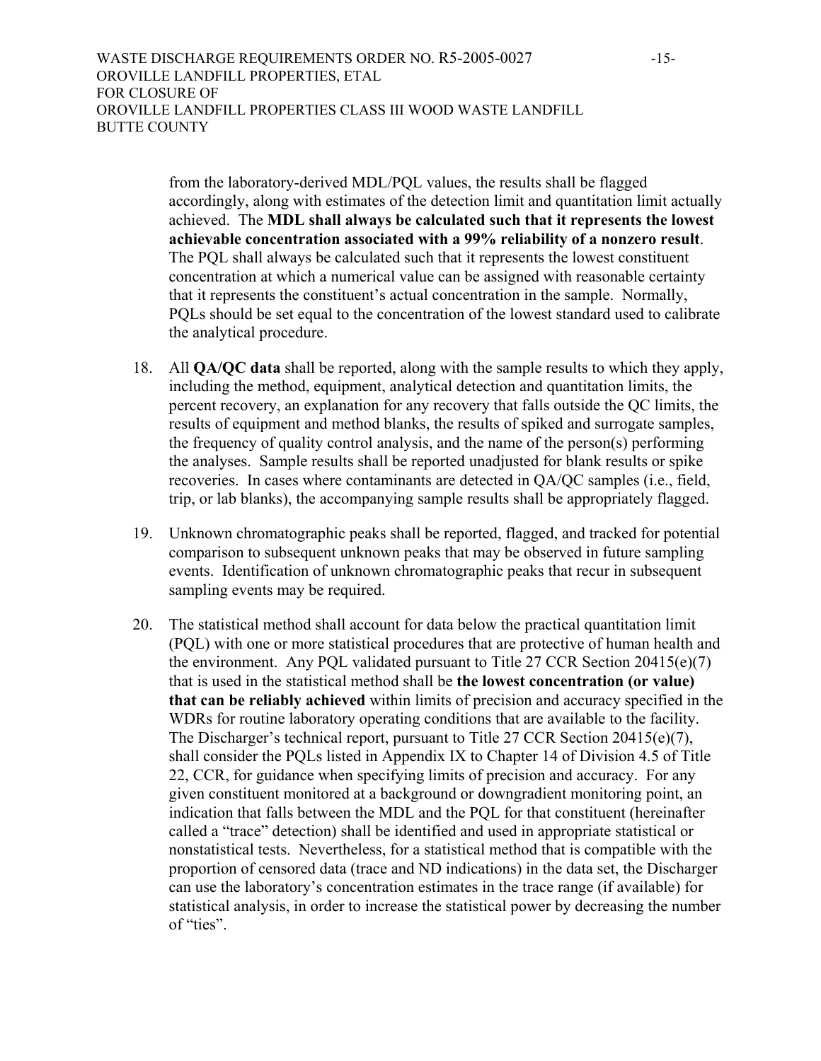from the laboratory-derived MDL/PQL values, the results shall be flagged accordingly, along with estimates of the detection limit and quantitation limit actually achieved. The **MDL shall always be calculated such that it represents the lowest achievable concentration associated with a 99% reliability of a nonzero result**. The PQL shall always be calculated such that it represents the lowest constituent concentration at which a numerical value can be assigned with reasonable certainty that it represents the constituent's actual concentration in the sample. Normally, PQLs should be set equal to the concentration of the lowest standard used to calibrate the analytical procedure.

18. All **QA/QC data** shall be reported, along with the sample results to which they apply, including the method, equipment, analytical detection and quantitation limits, the percent recovery, an explanation for any recovery that falls outside the QC limits, the results of equipment and method blanks, the results of spiked and surrogate samples, the frequency of quality control analysis, and the name of the person(s) performing the analyses. Sample results shall be reported unadjusted for blank results or spike recoveries. In cases where contaminants are detected in QA/QC samples (i.e., field, trip, or lab blanks), the accompanying sample results shall be appropriately flagged.

19. Unknown chromatographic peaks shall be reported, flagged, and tracked for potential comparison to subsequent unknown peaks that may be observed in future sampling events. Identification of unknown chromatographic peaks that recur in subsequent sampling events may be required.

20. The statistical method shall account for data below the practical quantitation limit (PQL) with one or more statistical procedures that are protective of human health and the environment. Any PQL validated pursuant to Title 27 CCR Section 20415(e)(7) that is used in the statistical method shall be **the lowest concentration (or value) that can be reliably achieved** within limits of precision and accuracy specified in the WDRs for routine laboratory operating conditions that are available to the facility. The Discharger's technical report, pursuant to Title 27 CCR Section 20415(e)(7), shall consider the PQLs listed in Appendix IX to Chapter 14 of Division 4.5 of Title 22, CCR, for guidance when specifying limits of precision and accuracy. For any given constituent monitored at a background or downgradient monitoring point, an indication that falls between the MDL and the PQL for that constituent (hereinafter called a "trace" detection) shall be identified and used in appropriate statistical or nonstatistical tests. Nevertheless, for a statistical method that is compatible with the proportion of censored data (trace and ND indications) in the data set, the Discharger can use the laboratory's concentration estimates in the trace range (if available) for statistical analysis, in order to increase the statistical power by decreasing the number of "ties".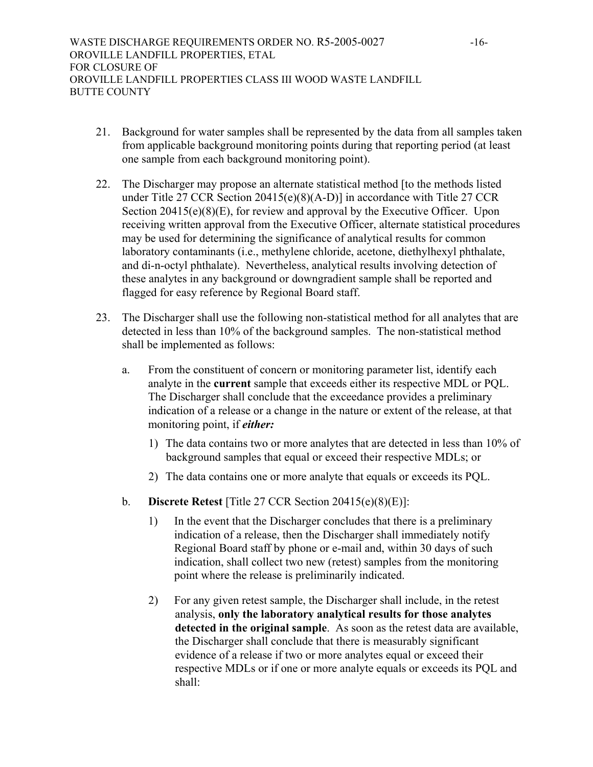21. Background for water samples shall be represented by the data from all samples taken from applicable background monitoring points during that reporting period (at least one sample from each background monitoring point).

22. The Discharger may propose an alternate statistical method [to the methods listed under Title 27 CCR Section 20415(e)(8)(A-D)] in accordance with Title 27 CCR Section 20415(e)(8)(E), for review and approval by the Executive Officer. Upon receiving written approval from the Executive Officer, alternate statistical procedures may be used for determining the significance of analytical results for common laboratory contaminants (i.e., methylene chloride, acetone, diethylhexyl phthalate, and di-n-octyl phthalate). Nevertheless, analytical results involving detection of these analytes in any background or downgradient sample shall be reported and flagged for easy reference by Regional Board staff.

23. The Discharger shall use the following non-statistical method for all analytes that are detected in less than 10% of the background samples. The non-statistical method shall be implemented as follows:

    a. From the constituent of concern or monitoring parameter list, identify each analyte in the **current** sample that exceeds either its respective MDL or PQL. The Discharger shall conclude that the exceedance provides a preliminary indication of a release or a change in the nature or extent of the release, at that monitoring point, if ***either:***

        1) The data contains two or more analytes that are detected in less than 10% of background samples that equal or exceed their respective MDLs; or

        2) The data contains one or more analyte that equals or exceeds its PQL.

    b. **Discrete Retest** [Title 27 CCR Section 20415(e)(8)(E)]:

        1) In the event that the Discharger concludes that there is a preliminary indication of a release, then the Discharger shall immediately notify Regional Board staff by phone or e-mail and, within 30 days of such indication, shall collect two new (retest) samples from the monitoring point where the release is preliminarily indicated.

        2) For any given retest sample, the Discharger shall include, in the retest analysis, **only the laboratory analytical results for those analytes detected in the original sample**. As soon as the retest data are available, the Discharger shall conclude that there is measurably significant evidence of a release if two or more analytes equal or exceed their respective MDLs or if one or more analyte equals or exceeds its PQL and shall: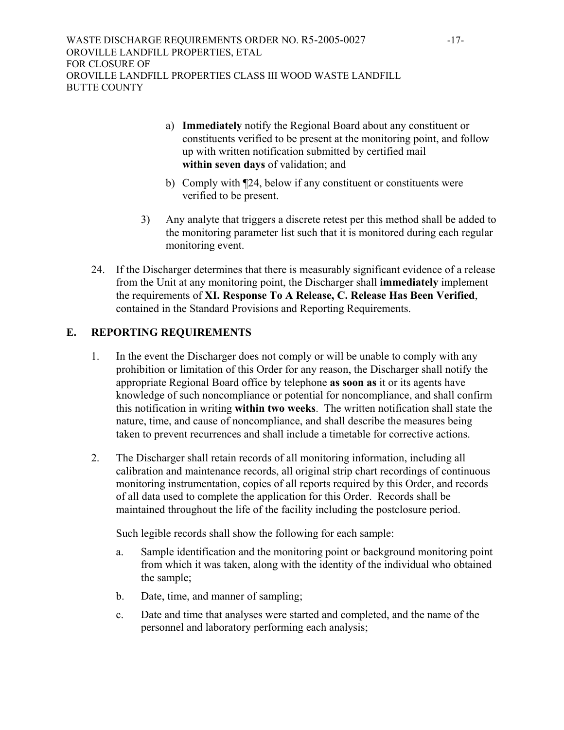a) **Immediately** notify the Regional Board about any constituent or constituents verified to be present at the monitoring point, and follow up with written notification submitted by certified mail **within seven days** of validation; and

b) Comply with ¶24, below if any constituent or constituents were verified to be present.

3) Any analyte that triggers a discrete retest per this method shall be added to the monitoring parameter list such that it is monitored during each regular monitoring event.

24. If the Discharger determines that there is measurably significant evidence of a release from the Unit at any monitoring point, the Discharger shall **immediately** implement the requirements of **XI. Response To A Release, C. Release Has Been Verified**, contained in the Standard Provisions and Reporting Requirements.

## E. REPORTING REQUIREMENTS

1. In the event the Discharger does not comply or will be unable to comply with any prohibition or limitation of this Order for any reason, the Discharger shall notify the appropriate Regional Board office by telephone **as soon as** it or its agents have knowledge of such noncompliance or potential for noncompliance, and shall confirm this notification in writing **within two weeks**. The written notification shall state the nature, time, and cause of noncompliance, and shall describe the measures being taken to prevent recurrences and shall include a timetable for corrective actions.

2. The Discharger shall retain records of all monitoring information, including all calibration and maintenance records, all original strip chart recordings of continuous monitoring instrumentation, copies of all reports required by this Order, and records of all data used to complete the application for this Order. Records shall be maintained throughout the life of the facility including the postclosure period.

   Such legible records shall show the following for each sample:

   a. Sample identification and the monitoring point or background monitoring point from which it was taken, along with the identity of the individual who obtained the sample;

   b. Date, time, and manner of sampling;

   c. Date and time that analyses were started and completed, and the name of the personnel and laboratory performing each analysis;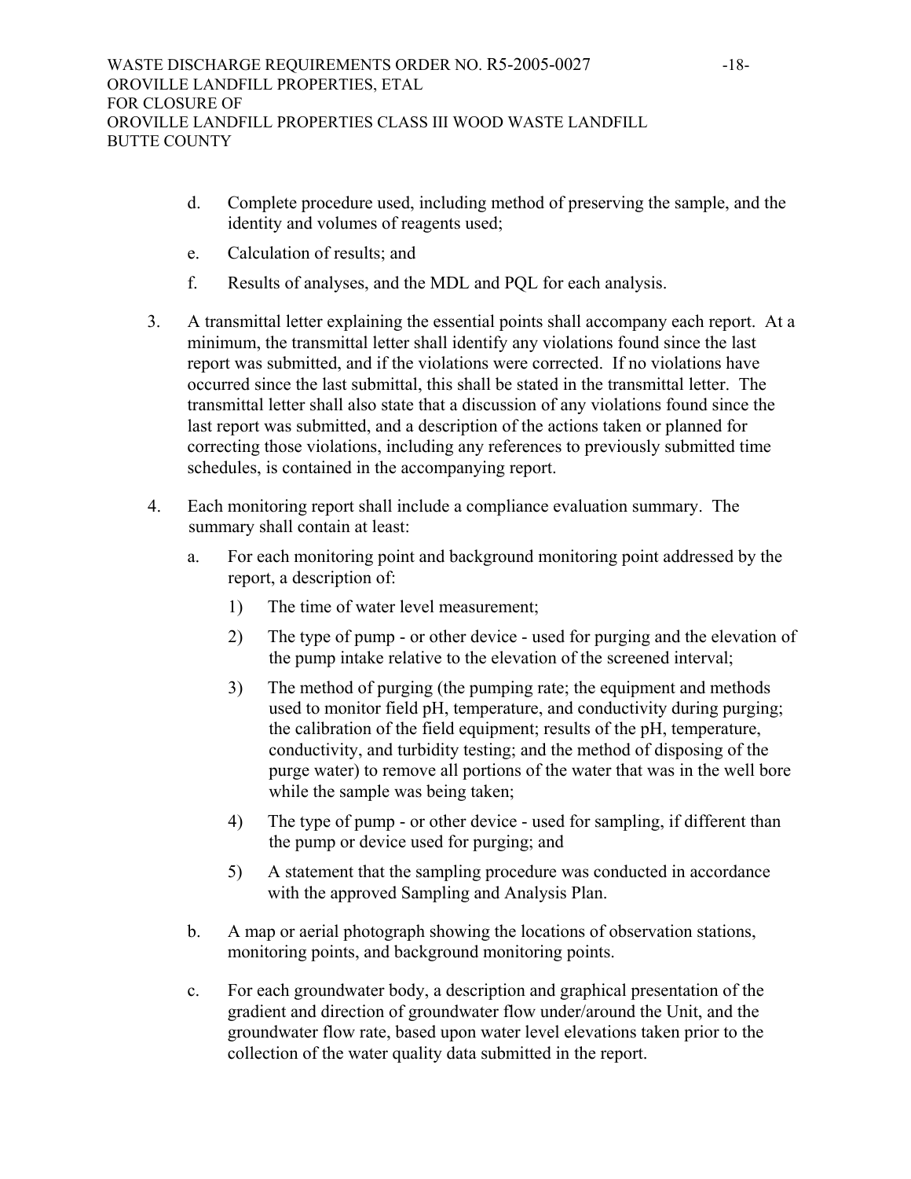d. Complete procedure used, including method of preserving the sample, and the identity and volumes of reagents used;

e. Calculation of results; and

f. Results of analyses, and the MDL and PQL for each analysis.

3. A transmittal letter explaining the essential points shall accompany each report. At a minimum, the transmittal letter shall identify any violations found since the last report was submitted, and if the violations were corrected. If no violations have occurred since the last submittal, this shall be stated in the transmittal letter. The transmittal letter shall also state that a discussion of any violations found since the last report was submitted, and a description of the actions taken or planned for correcting those violations, including any references to previously submitted time schedules, is contained in the accompanying report.

4. Each monitoring report shall include a compliance evaluation summary. The summary shall contain at least:

   a. For each monitoring point and background monitoring point addressed by the report, a description of:

      1) The time of water level measurement;

      2) The type of pump - or other device - used for purging and the elevation of the pump intake relative to the elevation of the screened interval;

      3) The method of purging (the pumping rate; the equipment and methods used to monitor field pH, temperature, and conductivity during purging; the calibration of the field equipment; results of the pH, temperature, conductivity, and turbidity testing; and the method of disposing of the purge water) to remove all portions of the water that was in the well bore while the sample was being taken;

      4) The type of pump - or other device - used for sampling, if different than the pump or device used for purging; and

      5) A statement that the sampling procedure was conducted in accordance with the approved Sampling and Analysis Plan.

   b. A map or aerial photograph showing the locations of observation stations, monitoring points, and background monitoring points.

   c. For each groundwater body, a description and graphical presentation of the gradient and direction of groundwater flow under/around the Unit, and the groundwater flow rate, based upon water level elevations taken prior to the collection of the water quality data submitted in the report.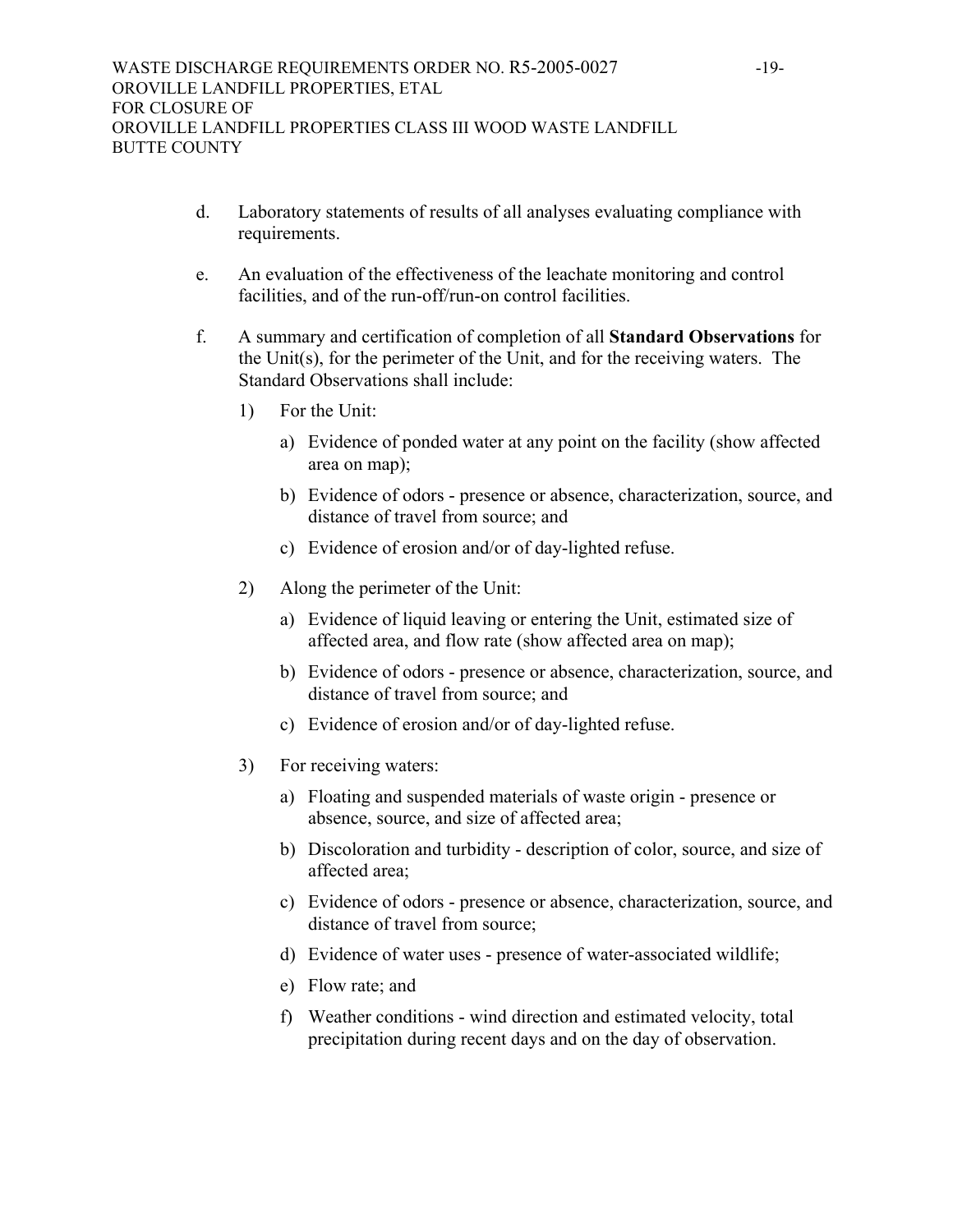d. Laboratory statements of results of all analyses evaluating compliance with requirements.

e. An evaluation of the effectiveness of the leachate monitoring and control facilities, and of the run-off/run-on control facilities.

f. A summary and certification of completion of all **Standard Observations** for the Unit(s), for the perimeter of the Unit, and for the receiving waters. The Standard Observations shall include:

   1) For the Unit:

      a) Evidence of ponded water at any point on the facility (show affected area on map);

      b) Evidence of odors - presence or absence, characterization, source, and distance of travel from source; and

      c) Evidence of erosion and/or of day-lighted refuse.

   2) Along the perimeter of the Unit:

      a) Evidence of liquid leaving or entering the Unit, estimated size of affected area, and flow rate (show affected area on map);

      b) Evidence of odors - presence or absence, characterization, source, and distance of travel from source; and

      c) Evidence of erosion and/or of day-lighted refuse.

   3) For receiving waters:

      a) Floating and suspended materials of waste origin - presence or absence, source, and size of affected area;

      b) Discoloration and turbidity - description of color, source, and size of affected area;

      c) Evidence of odors - presence or absence, characterization, source, and distance of travel from source;

      d) Evidence of water uses - presence of water-associated wildlife;

      e) Flow rate; and

      f) Weather conditions - wind direction and estimated velocity, total precipitation during recent days and on the day of observation.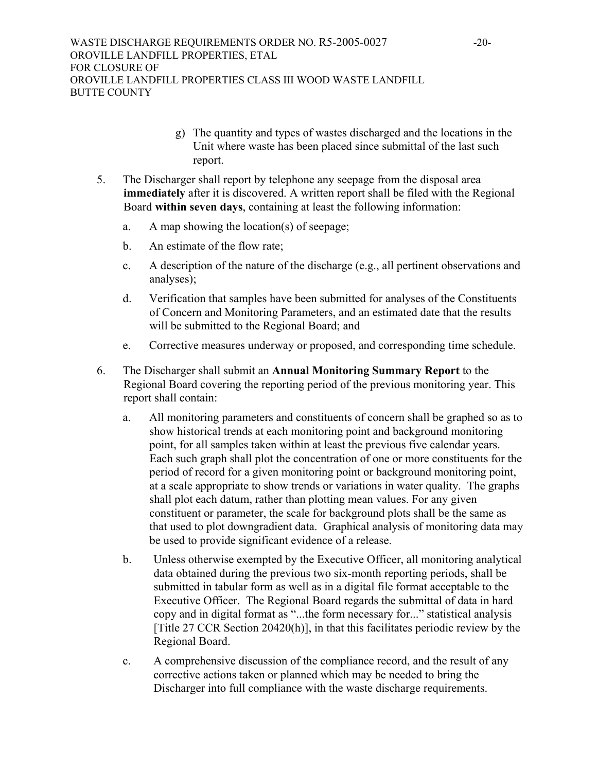g) The quantity and types of wastes discharged and the locations in the Unit where waste has been placed since submittal of the last such report.

5. The Discharger shall report by telephone any seepage from the disposal area **immediately** after it is discovered. A written report shall be filed with the Regional Board **within seven days**, containing at least the following information:

   a. A map showing the location(s) of seepage;

   b. An estimate of the flow rate;

   c. A description of the nature of the discharge (e.g., all pertinent observations and analyses);

   d. Verification that samples have been submitted for analyses of the Constituents of Concern and Monitoring Parameters, and an estimated date that the results will be submitted to the Regional Board; and

   e. Corrective measures underway or proposed, and corresponding time schedule.

6. The Discharger shall submit an **Annual Monitoring Summary Report** to the Regional Board covering the reporting period of the previous monitoring year. This report shall contain:

   a. All monitoring parameters and constituents of concern shall be graphed so as to show historical trends at each monitoring point and background monitoring point, for all samples taken within at least the previous five calendar years. Each such graph shall plot the concentration of one or more constituents for the period of record for a given monitoring point or background monitoring point, at a scale appropriate to show trends or variations in water quality. The graphs shall plot each datum, rather than plotting mean values. For any given constituent or parameter, the scale for background plots shall be the same as that used to plot downgradient data. Graphical analysis of monitoring data may be used to provide significant evidence of a release.

   b. Unless otherwise exempted by the Executive Officer, all monitoring analytical data obtained during the previous two six-month reporting periods, shall be submitted in tabular form as well as in a digital file format acceptable to the Executive Officer. The Regional Board regards the submittal of data in hard copy and in digital format as "...the form necessary for..." statistical analysis [Title 27 CCR Section 20420(h)], in that this facilitates periodic review by the Regional Board.

   c. A comprehensive discussion of the compliance record, and the result of any corrective actions taken or planned which may be needed to bring the Discharger into full compliance with the waste discharge requirements.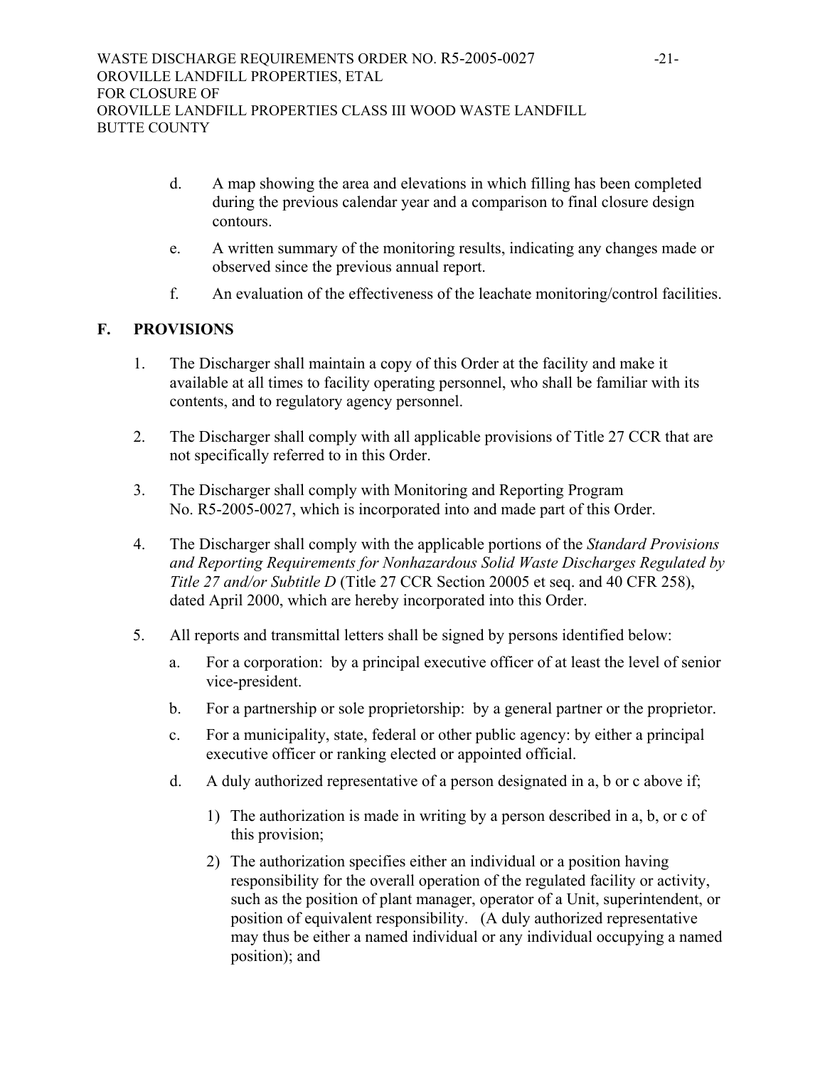d. A map showing the area and elevations in which filling has been completed during the previous calendar year and a comparison to final closure design contours.

e. A written summary of the monitoring results, indicating any changes made or observed since the previous annual report.

f. An evaluation of the effectiveness of the leachate monitoring/control facilities.

## F. PROVISIONS

1. The Discharger shall maintain a copy of this Order at the facility and make it available at all times to facility operating personnel, who shall be familiar with its contents, and to regulatory agency personnel.

2. The Discharger shall comply with all applicable provisions of Title 27 CCR that are not specifically referred to in this Order.

3. The Discharger shall comply with Monitoring and Reporting Program No. R5-2005-0027, which is incorporated into and made part of this Order.

4. The Discharger shall comply with the applicable portions of the *Standard Provisions and Reporting Requirements for Nonhazardous Solid Waste Discharges Regulated by Title 27 and/or Subtitle D* (Title 27 CCR Section 20005 et seq. and 40 CFR 258), dated April 2000, which are hereby incorporated into this Order.

5. All reports and transmittal letters shall be signed by persons identified below:

   a. For a corporation: by a principal executive officer of at least the level of senior vice-president.

   b. For a partnership or sole proprietorship: by a general partner or the proprietor.

   c. For a municipality, state, federal or other public agency: by either a principal executive officer or ranking elected or appointed official.

   d. A duly authorized representative of a person designated in a, b or c above if;

      1) The authorization is made in writing by a person described in a, b, or c of this provision;

      2) The authorization specifies either an individual or a position having responsibility for the overall operation of the regulated facility or activity, such as the position of plant manager, operator of a Unit, superintendent, or position of equivalent responsibility. (A duly authorized representative may thus be either a named individual or any individual occupying a named position); and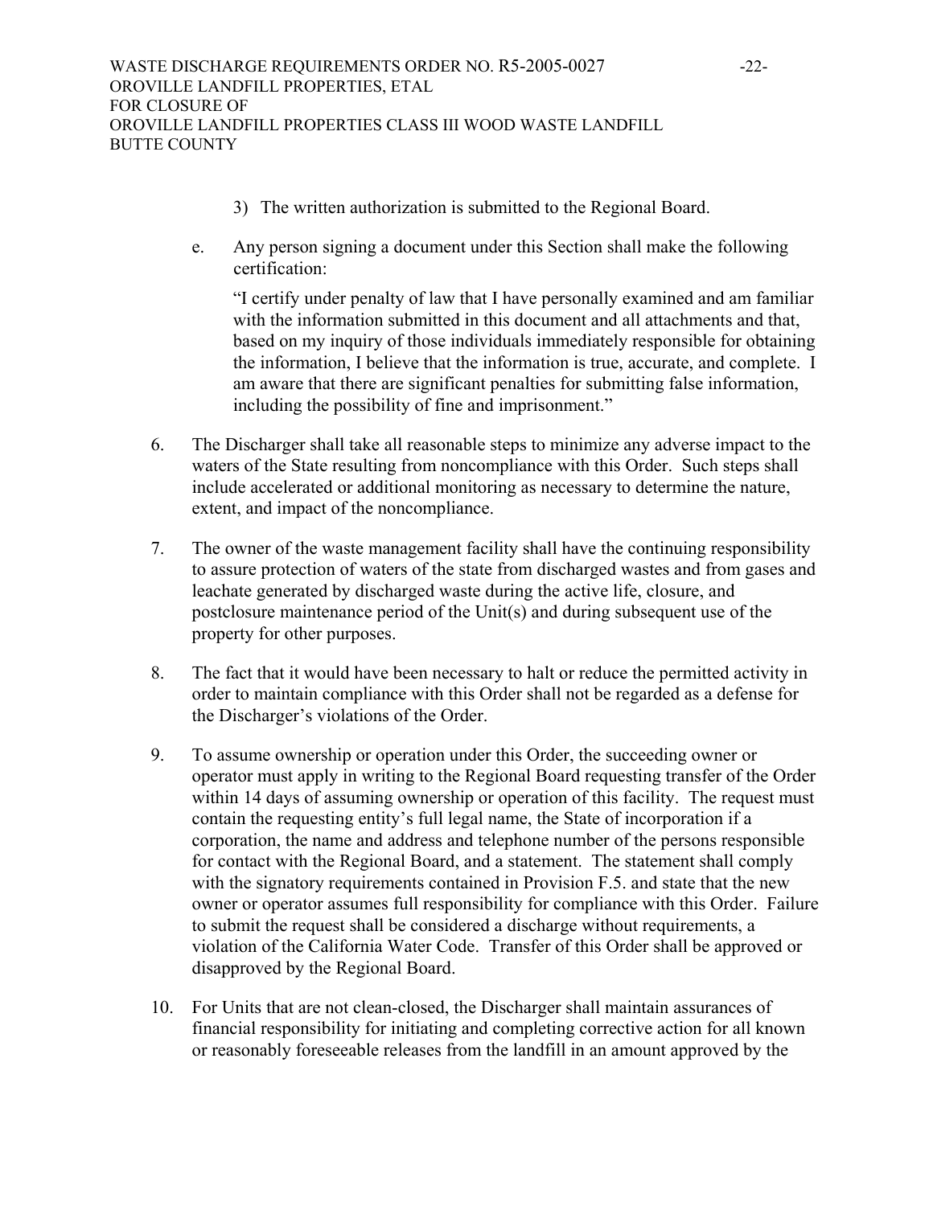3) The written authorization is submitted to the Regional Board.

e. Any person signing a document under this Section shall make the following certification:

"I certify under penalty of law that I have personally examined and am familiar with the information submitted in this document and all attachments and that, based on my inquiry of those individuals immediately responsible for obtaining the information, I believe that the information is true, accurate, and complete. I am aware that there are significant penalties for submitting false information, including the possibility of fine and imprisonment."

6. The Discharger shall take all reasonable steps to minimize any adverse impact to the waters of the State resulting from noncompliance with this Order. Such steps shall include accelerated or additional monitoring as necessary to determine the nature, extent, and impact of the noncompliance.

7. The owner of the waste management facility shall have the continuing responsibility to assure protection of waters of the state from discharged wastes and from gases and leachate generated by discharged waste during the active life, closure, and postclosure maintenance period of the Unit(s) and during subsequent use of the property for other purposes.

8. The fact that it would have been necessary to halt or reduce the permitted activity in order to maintain compliance with this Order shall not be regarded as a defense for the Discharger's violations of the Order.

9. To assume ownership or operation under this Order, the succeeding owner or operator must apply in writing to the Regional Board requesting transfer of the Order within 14 days of assuming ownership or operation of this facility. The request must contain the requesting entity's full legal name, the State of incorporation if a corporation, the name and address and telephone number of the persons responsible for contact with the Regional Board, and a statement. The statement shall comply with the signatory requirements contained in Provision F.5. and state that the new owner or operator assumes full responsibility for compliance with this Order. Failure to submit the request shall be considered a discharge without requirements, a violation of the California Water Code. Transfer of this Order shall be approved or disapproved by the Regional Board.

10. For Units that are not clean-closed, the Discharger shall maintain assurances of financial responsibility for initiating and completing corrective action for all known or reasonably foreseeable releases from the landfill in an amount approved by the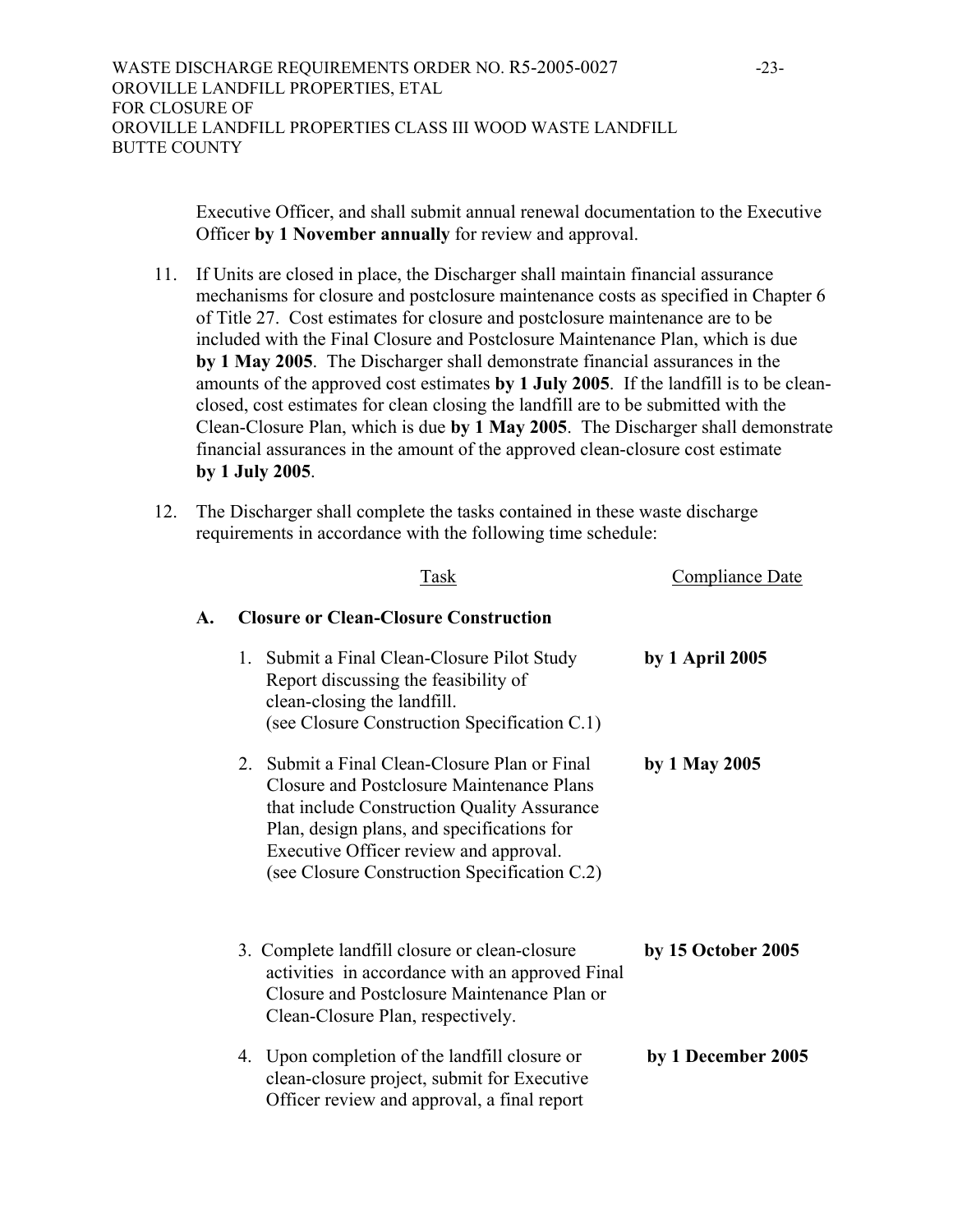Executive Officer, and shall submit annual renewal documentation to the Executive Officer **by 1 November annually** for review and approval.

11. If Units are closed in place, the Discharger shall maintain financial assurance mechanisms for closure and postclosure maintenance costs as specified in Chapter 6 of Title 27. Cost estimates for closure and postclosure maintenance are to be included with the Final Closure and Postclosure Maintenance Plan, which is due **by 1 May 2005**. The Discharger shall demonstrate financial assurances in the amounts of the approved cost estimates **by 1 July 2005**. If the landfill is to be clean-closed, cost estimates for clean closing the landfill are to be submitted with the Clean-Closure Plan, which is due **by 1 May 2005**. The Discharger shall demonstrate financial assurances in the amount of the approved clean-closure cost estimate **by 1 July 2005**.

12. The Discharger shall complete the tasks contained in these waste discharge requirements in accordance with the following time schedule:

| Task | Compliance Date |
|---|---|
| **A. Closure or Clean-Closure Construction** | |
| 1. Submit a Final Clean-Closure Pilot Study Report discussing the feasibility of clean-closing the landfill. (see Closure Construction Specification C.1) | **by 1 April 2005** |
| 2. Submit a Final Clean-Closure Plan or Final Closure and Postclosure Maintenance Plans that include Construction Quality Assurance Plan, design plans, and specifications for Executive Officer review and approval. (see Closure Construction Specification C.2) | **by 1 May 2005** |
| 3. Complete landfill closure or clean-closure activities in accordance with an approved Final Closure and Postclosure Maintenance Plan or Clean-Closure Plan, respectively. | **by 15 October 2005** |
| 4. Upon completion of the landfill closure or clean-closure project, submit for Executive Officer review and approval, a final report | **by 1 December 2005** |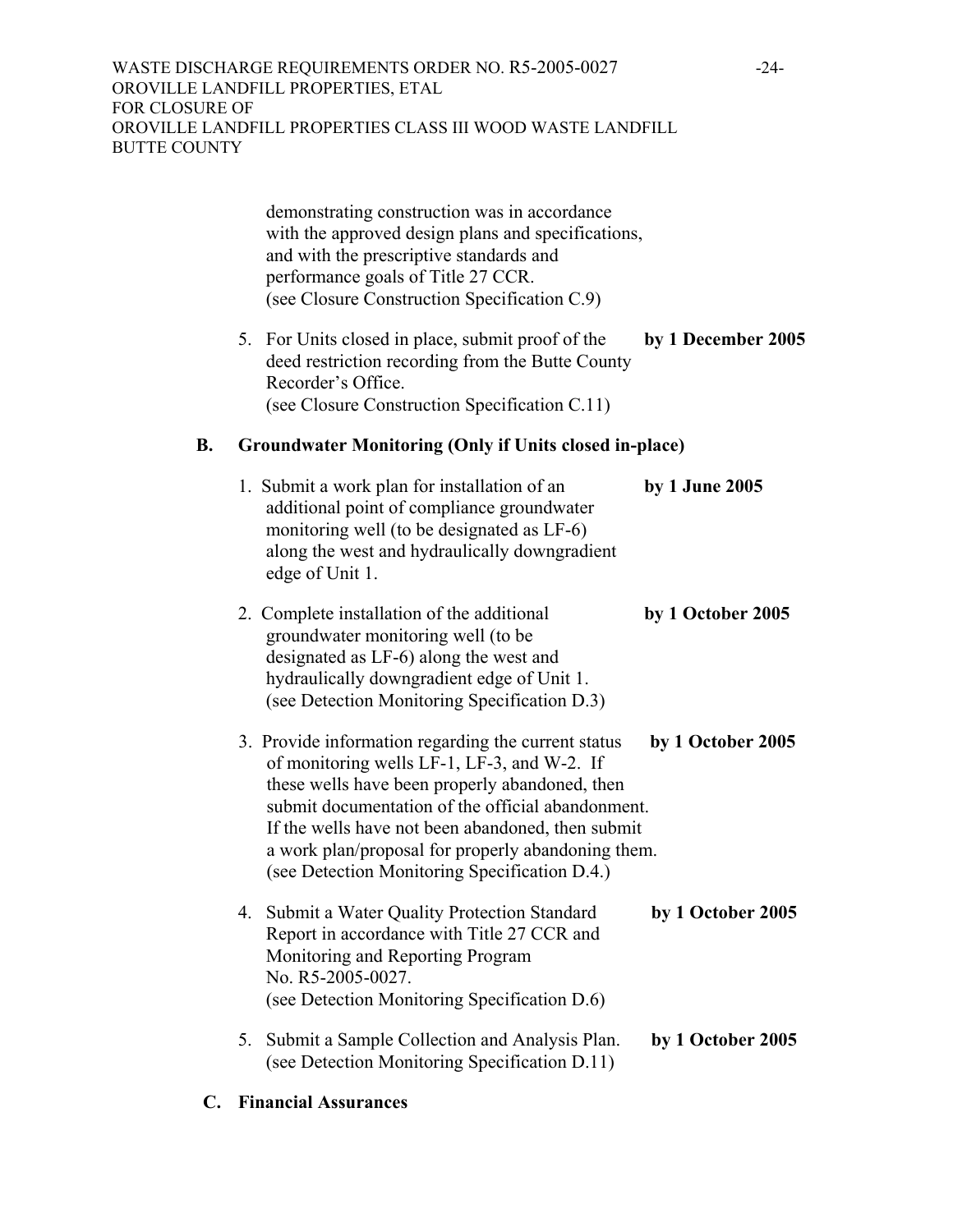demonstrating construction was in accordance with the approved design plans and specifications, and with the prescriptive standards and performance goals of Title 27 CCR.
(see Closure Construction Specification C.9)

5. For Units closed in place, submit proof of the deed restriction recording from the Butte County Recorder's Office. **by 1 December 2005**
(see Closure Construction Specification C.11)

**B. Groundwater Monitoring (Only if Units closed in-place)**

1. Submit a work plan for installation of an additional point of compliance groundwater monitoring well (to be designated as LF-6) along the west and hydraulically downgradient edge of Unit 1. **by 1 June 2005**

2. Complete installation of the additional groundwater monitoring well (to be designated as LF-6) along the west and hydraulically downgradient edge of Unit 1. **by 1 October 2005**
(see Detection Monitoring Specification D.3)

3. Provide information regarding the current status of monitoring wells LF-1, LF-3, and W-2. If these wells have been properly abandoned, then submit documentation of the official abandonment. If the wells have not been abandoned, then submit a work plan/proposal for properly abandoning them. **by 1 October 2005**
(see Detection Monitoring Specification D.4.)

4. Submit a Water Quality Protection Standard Report in accordance with Title 27 CCR and Monitoring and Reporting Program No. R5-2005-0027. **by 1 October 2005**
(see Detection Monitoring Specification D.6)

5. Submit a Sample Collection and Analysis Plan. **by 1 October 2005**
(see Detection Monitoring Specification D.11)

**C. Financial Assurances**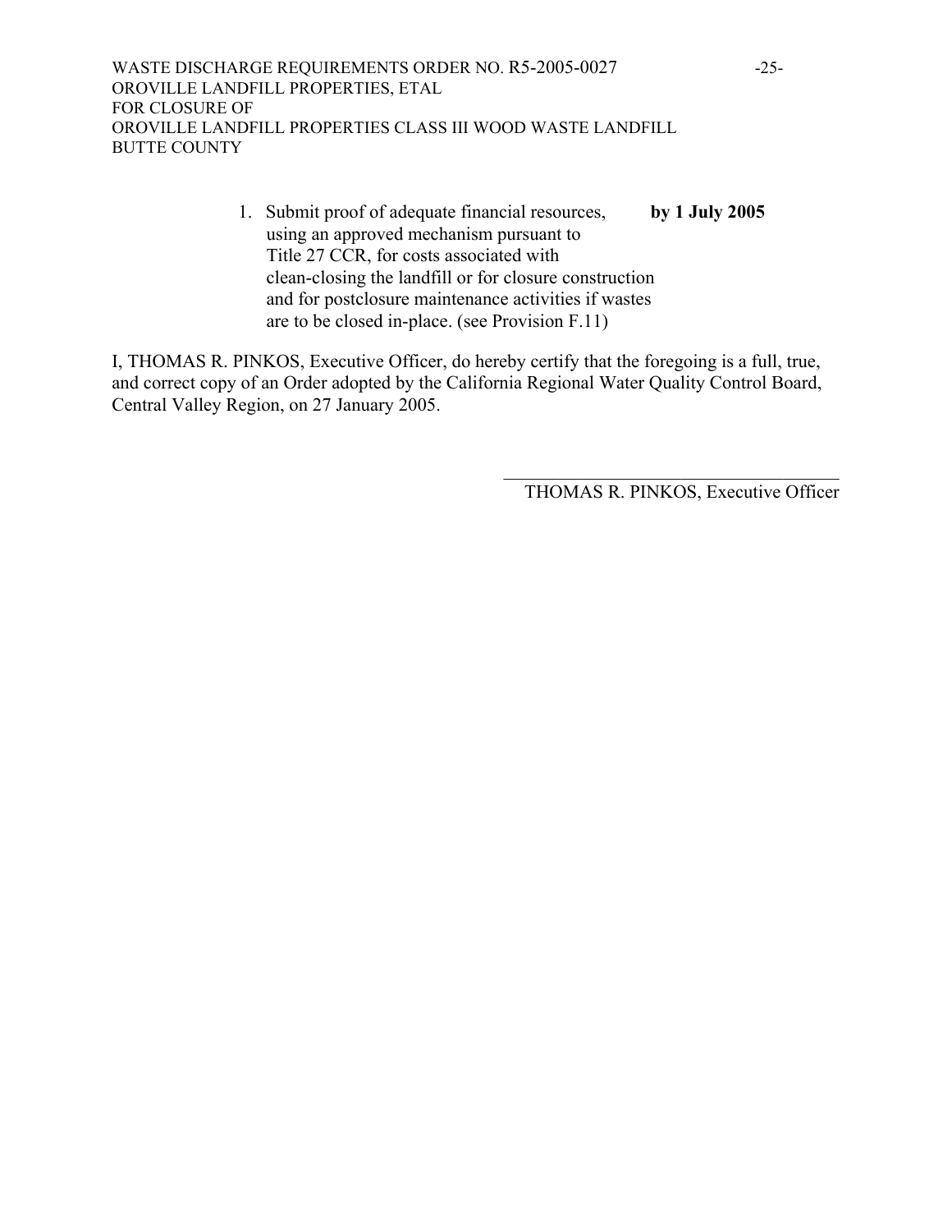1. Submit proof of adequate financial resources, using an approved mechanism pursuant to Title 27 CCR, for costs associated with clean-closing the landfill or for closure construction and for postclosure maintenance activities if wastes are to be closed in-place. (see Provision F.11) **by 1 July 2005**

I, THOMAS R. PINKOS, Executive Officer, do hereby certify that the foregoing is a full, true, and correct copy of an Order adopted by the California Regional Water Quality Control Board, Central Valley Region, on 27 January 2005.

\_\_\_\_\_\_\_\_\_\_\_\_\_\_\_\_\_\_\_\_\_\_\_\_\_\_\_\_\_\_\_\_\_\_\_\_

THOMAS R. PINKOS, Executive Officer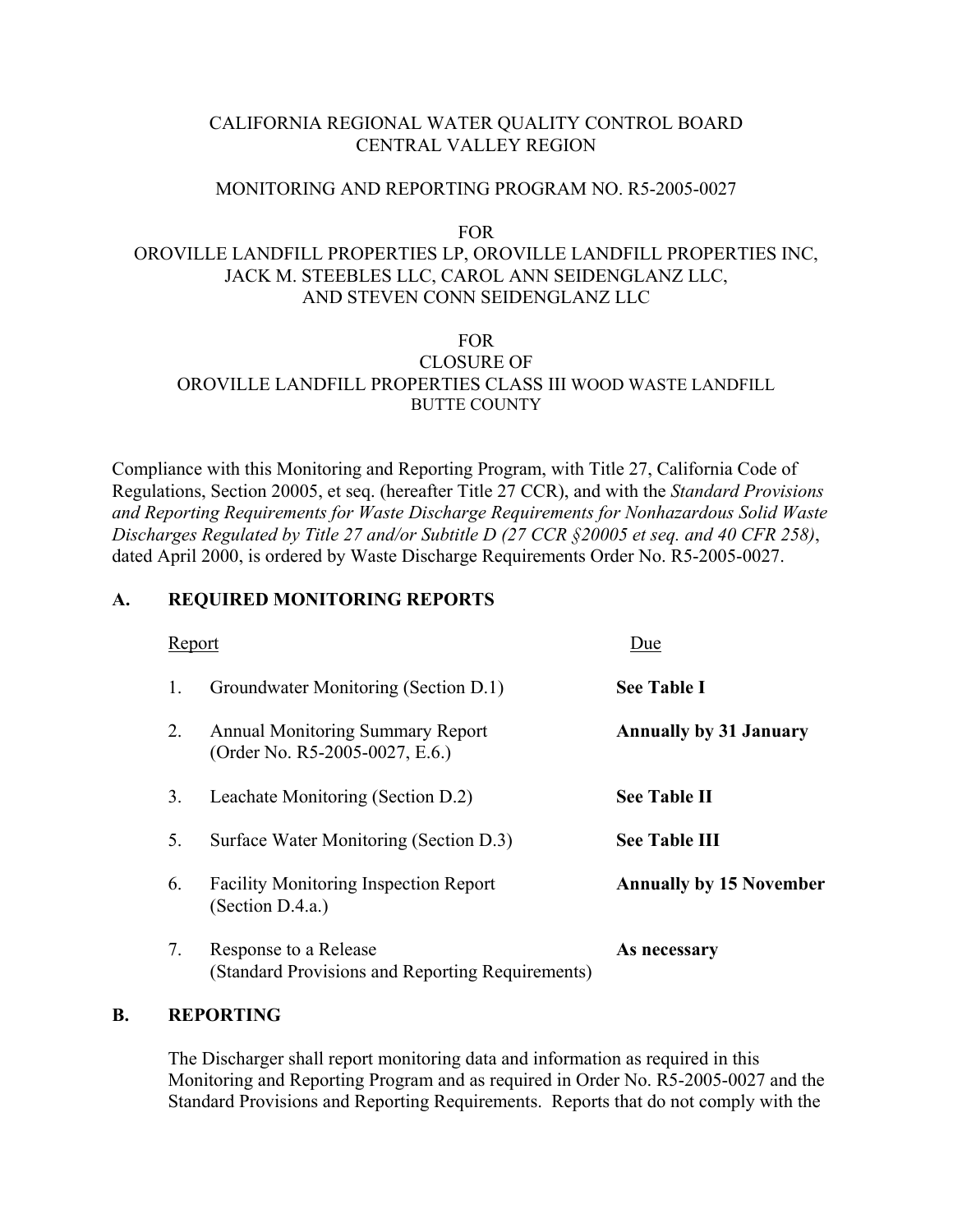CALIFORNIA REGIONAL WATER QUALITY CONTROL BOARD
CENTRAL VALLEY REGION

MONITORING AND REPORTING PROGRAM NO. R5-2005-0027

FOR
OROVILLE LANDFILL PROPERTIES LP, OROVILLE LANDFILL PROPERTIES INC, JACK M. STEEBLES LLC, CAROL ANN SEIDENGLANZ LLC, AND STEVEN CONN SEIDENGLANZ LLC

FOR
CLOSURE OF
OROVILLE LANDFILL PROPERTIES CLASS III WOOD WASTE LANDFILL
BUTTE COUNTY

Compliance with this Monitoring and Reporting Program, with Title 27, California Code of Regulations, Section 20005, et seq. (hereafter Title 27 CCR), and with the *Standard Provisions and Reporting Requirements for Waste Discharge Requirements for Nonhazardous Solid Waste Discharges Regulated by Title 27 and/or Subtitle D (27 CCR §20005 et seq. and 40 CFR 258)*, dated April 2000, is ordered by Waste Discharge Requirements Order No. R5-2005-0027.

## A. REQUIRED MONITORING REPORTS

| | Report | Due |
|---|---|---|
| 1. | Groundwater Monitoring (Section D.1) | **See Table I** |
| 2. | Annual Monitoring Summary Report (Order No. R5-2005-0027, E.6.) | **Annually by 31 January** |
| 3. | Leachate Monitoring (Section D.2) | **See Table II** |
| 5. | Surface Water Monitoring (Section D.3) | **See Table III** |
| 6. | Facility Monitoring Inspection Report (Section D.4.a.) | **Annually by 15 November** |
| 7. | Response to a Release (Standard Provisions and Reporting Requirements) | **As necessary** |

## B. REPORTING

The Discharger shall report monitoring data and information as required in this Monitoring and Reporting Program and as required in Order No. R5-2005-0027 and the Standard Provisions and Reporting Requirements. Reports that do not comply with the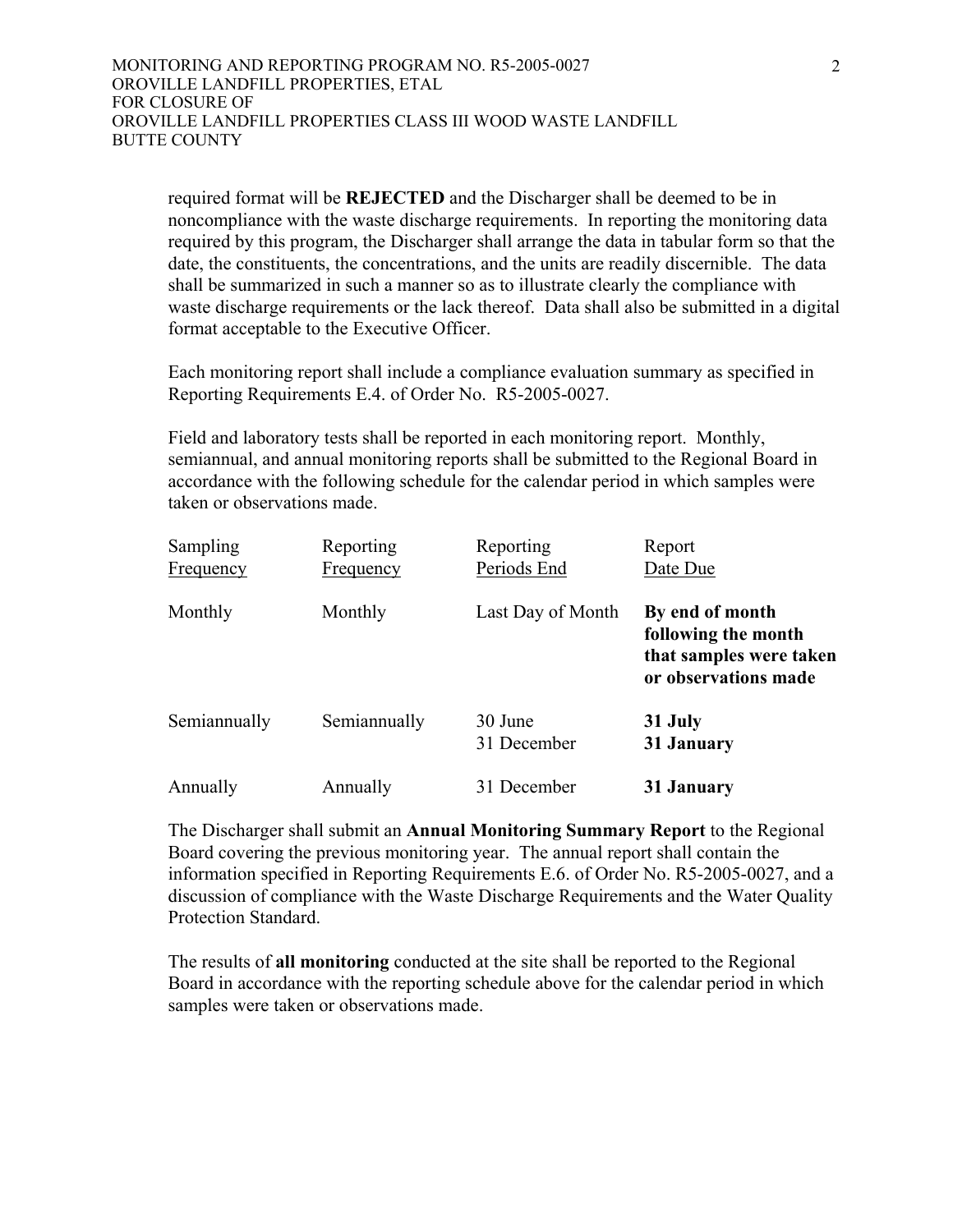required format will be **REJECTED** and the Discharger shall be deemed to be in noncompliance with the waste discharge requirements. In reporting the monitoring data required by this program, the Discharger shall arrange the data in tabular form so that the date, the constituents, the concentrations, and the units are readily discernible. The data shall be summarized in such a manner so as to illustrate clearly the compliance with waste discharge requirements or the lack thereof. Data shall also be submitted in a digital format acceptable to the Executive Officer.

Each monitoring report shall include a compliance evaluation summary as specified in Reporting Requirements E.4. of Order No. R5-2005-0027.

Field and laboratory tests shall be reported in each monitoring report. Monthly, semiannual, and annual monitoring reports shall be submitted to the Regional Board in accordance with the following schedule for the calendar period in which samples were taken or observations made.

| Sampling Frequency | Reporting Frequency | Reporting Periods End | Report Date Due |
|---|---|---|---|
| Monthly | Monthly | Last Day of Month | **By end of month following the month that samples were taken or observations made** |
| Semiannually | Semiannually | 30 June<br>31 December | **31 July**<br>**31 January** |
| Annually | Annually | 31 December | **31 January** |

The Discharger shall submit an **Annual Monitoring Summary Report** to the Regional Board covering the previous monitoring year. The annual report shall contain the information specified in Reporting Requirements E.6. of Order No. R5-2005-0027, and a discussion of compliance with the Waste Discharge Requirements and the Water Quality Protection Standard.

The results of **all monitoring** conducted at the site shall be reported to the Regional Board in accordance with the reporting schedule above for the calendar period in which samples were taken or observations made.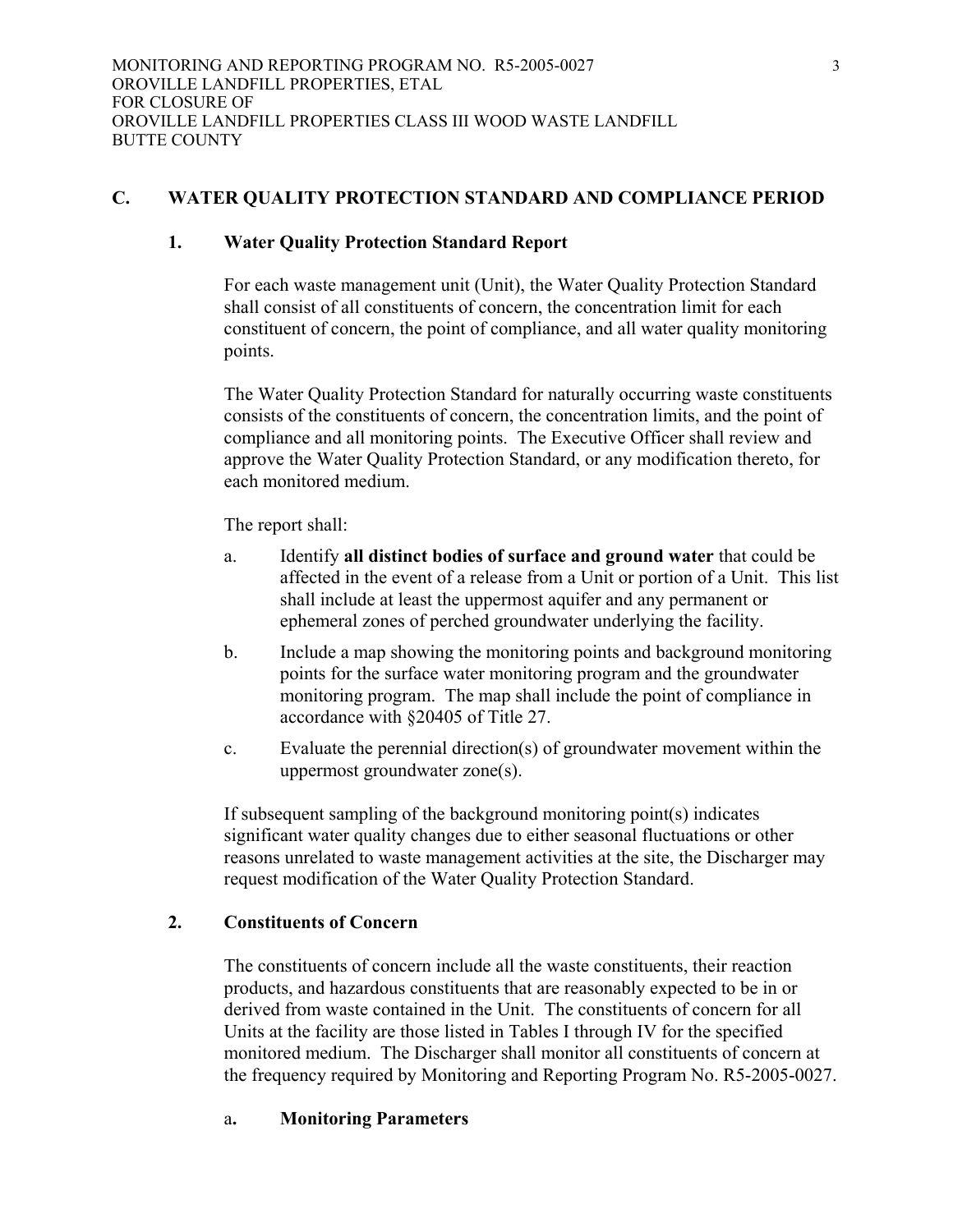## C. WATER QUALITY PROTECTION STANDARD AND COMPLIANCE PERIOD

### 1. Water Quality Protection Standard Report

For each waste management unit (Unit), the Water Quality Protection Standard shall consist of all constituents of concern, the concentration limit for each constituent of concern, the point of compliance, and all water quality monitoring points.

The Water Quality Protection Standard for naturally occurring waste constituents consists of the constituents of concern, the concentration limits, and the point of compliance and all monitoring points. The Executive Officer shall review and approve the Water Quality Protection Standard, or any modification thereto, for each monitored medium.

The report shall:

a. Identify **all distinct bodies of surface and ground water** that could be affected in the event of a release from a Unit or portion of a Unit. This list shall include at least the uppermost aquifer and any permanent or ephemeral zones of perched groundwater underlying the facility.

b. Include a map showing the monitoring points and background monitoring points for the surface water monitoring program and the groundwater monitoring program. The map shall include the point of compliance in accordance with §20405 of Title 27.

c. Evaluate the perennial direction(s) of groundwater movement within the uppermost groundwater zone(s).

If subsequent sampling of the background monitoring point(s) indicates significant water quality changes due to either seasonal fluctuations or other reasons unrelated to waste management activities at the site, the Discharger may request modification of the Water Quality Protection Standard.

### 2. Constituents of Concern

The constituents of concern include all the waste constituents, their reaction products, and hazardous constituents that are reasonably expected to be in or derived from waste contained in the Unit. The constituents of concern for all Units at the facility are those listed in Tables I through IV for the specified monitored medium. The Discharger shall monitor all constituents of concern at the frequency required by Monitoring and Reporting Program No. R5-2005-0027.

a**. Monitoring Parameters**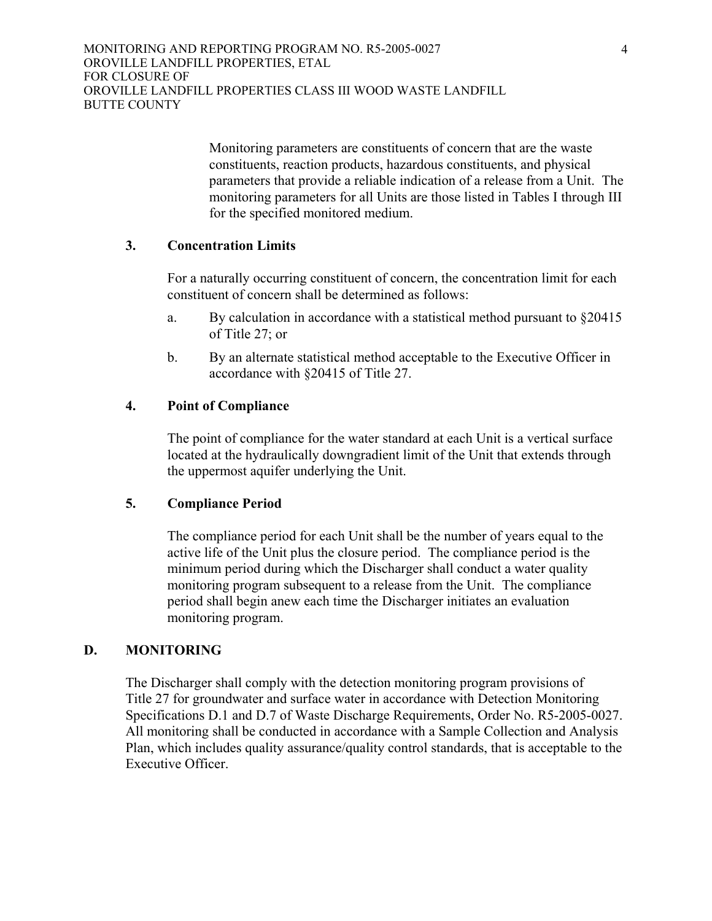Monitoring parameters are constituents of concern that are the waste constituents, reaction products, hazardous constituents, and physical parameters that provide a reliable indication of a release from a Unit. The monitoring parameters for all Units are those listed in Tables I through III for the specified monitored medium.

### 3. Concentration Limits

For a naturally occurring constituent of concern, the concentration limit for each constituent of concern shall be determined as follows:

a. By calculation in accordance with a statistical method pursuant to §20415 of Title 27; or

b. By an alternate statistical method acceptable to the Executive Officer in accordance with §20415 of Title 27.

### 4. Point of Compliance

The point of compliance for the water standard at each Unit is a vertical surface located at the hydraulically downgradient limit of the Unit that extends through the uppermost aquifer underlying the Unit.

### 5. Compliance Period

The compliance period for each Unit shall be the number of years equal to the active life of the Unit plus the closure period. The compliance period is the minimum period during which the Discharger shall conduct a water quality monitoring program subsequent to a release from the Unit. The compliance period shall begin anew each time the Discharger initiates an evaluation monitoring program.

## D. MONITORING

The Discharger shall comply with the detection monitoring program provisions of Title 27 for groundwater and surface water in accordance with Detection Monitoring Specifications D.1 and D.7 of Waste Discharge Requirements, Order No. R5-2005-0027. All monitoring shall be conducted in accordance with a Sample Collection and Analysis Plan, which includes quality assurance/quality control standards, that is acceptable to the Executive Officer.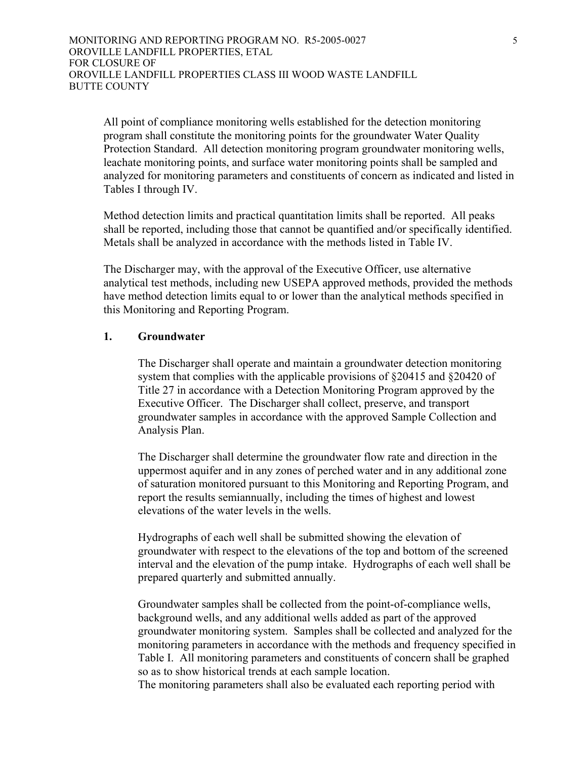All point of compliance monitoring wells established for the detection monitoring program shall constitute the monitoring points for the groundwater Water Quality Protection Standard. All detection monitoring program groundwater monitoring wells, leachate monitoring points, and surface water monitoring points shall be sampled and analyzed for monitoring parameters and constituents of concern as indicated and listed in Tables I through IV.

Method detection limits and practical quantitation limits shall be reported. All peaks shall be reported, including those that cannot be quantified and/or specifically identified. Metals shall be analyzed in accordance with the methods listed in Table IV.

The Discharger may, with the approval of the Executive Officer, use alternative analytical test methods, including new USEPA approved methods, provided the methods have method detection limits equal to or lower than the analytical methods specified in this Monitoring and Reporting Program.

**1. Groundwater**

The Discharger shall operate and maintain a groundwater detection monitoring system that complies with the applicable provisions of §20415 and §20420 of Title 27 in accordance with a Detection Monitoring Program approved by the Executive Officer. The Discharger shall collect, preserve, and transport groundwater samples in accordance with the approved Sample Collection and Analysis Plan.

The Discharger shall determine the groundwater flow rate and direction in the uppermost aquifer and in any zones of perched water and in any additional zone of saturation monitored pursuant to this Monitoring and Reporting Program, and report the results semiannually, including the times of highest and lowest elevations of the water levels in the wells.

Hydrographs of each well shall be submitted showing the elevation of groundwater with respect to the elevations of the top and bottom of the screened interval and the elevation of the pump intake. Hydrographs of each well shall be prepared quarterly and submitted annually.

Groundwater samples shall be collected from the point-of-compliance wells, background wells, and any additional wells added as part of the approved groundwater monitoring system. Samples shall be collected and analyzed for the monitoring parameters in accordance with the methods and frequency specified in Table I. All monitoring parameters and constituents of concern shall be graphed so as to show historical trends at each sample location.
The monitoring parameters shall also be evaluated each reporting period with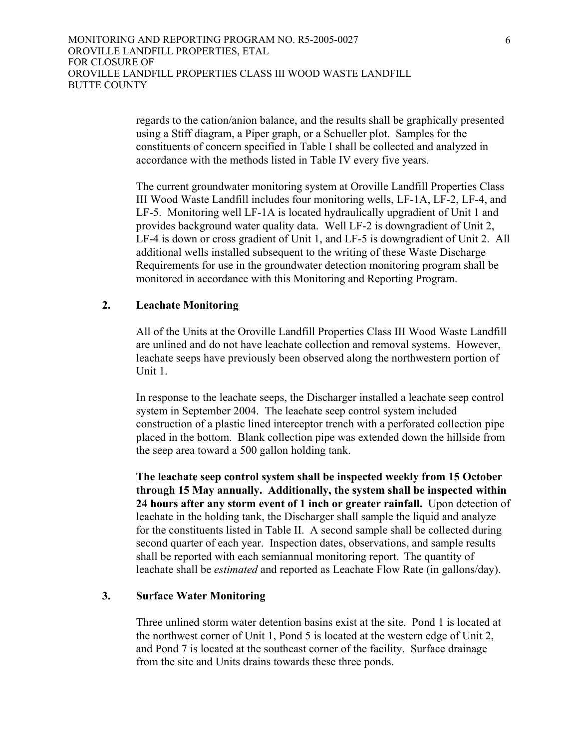regards to the cation/anion balance, and the results shall be graphically presented using a Stiff diagram, a Piper graph, or a Schueller plot. Samples for the constituents of concern specified in Table I shall be collected and analyzed in accordance with the methods listed in Table IV every five years.

The current groundwater monitoring system at Oroville Landfill Properties Class III Wood Waste Landfill includes four monitoring wells, LF-1A, LF-2, LF-4, and LF-5. Monitoring well LF-1A is located hydraulically upgradient of Unit 1 and provides background water quality data. Well LF-2 is downgradient of Unit 2, LF-4 is down or cross gradient of Unit 1, and LF-5 is downgradient of Unit 2. All additional wells installed subsequent to the writing of these Waste Discharge Requirements for use in the groundwater detection monitoring program shall be monitored in accordance with this Monitoring and Reporting Program.

## 2. Leachate Monitoring

All of the Units at the Oroville Landfill Properties Class III Wood Waste Landfill are unlined and do not have leachate collection and removal systems. However, leachate seeps have previously been observed along the northwestern portion of Unit 1.

In response to the leachate seeps, the Discharger installed a leachate seep control system in September 2004. The leachate seep control system included construction of a plastic lined interceptor trench with a perforated collection pipe placed in the bottom. Blank collection pipe was extended down the hillside from the seep area toward a 500 gallon holding tank.

**The leachate seep control system shall be inspected weekly from 15 October through 15 May annually. Additionally, the system shall be inspected within 24 hours after any storm event of 1 inch or greater rainfall.** Upon detection of leachate in the holding tank, the Discharger shall sample the liquid and analyze for the constituents listed in Table II. A second sample shall be collected during second quarter of each year. Inspection dates, observations, and sample results shall be reported with each semiannual monitoring report. The quantity of leachate shall be *estimated* and reported as Leachate Flow Rate (in gallons/day).

## 3. Surface Water Monitoring

Three unlined storm water detention basins exist at the site. Pond 1 is located at the northwest corner of Unit 1, Pond 5 is located at the western edge of Unit 2, and Pond 7 is located at the southeast corner of the facility. Surface drainage from the site and Units drains towards these three ponds.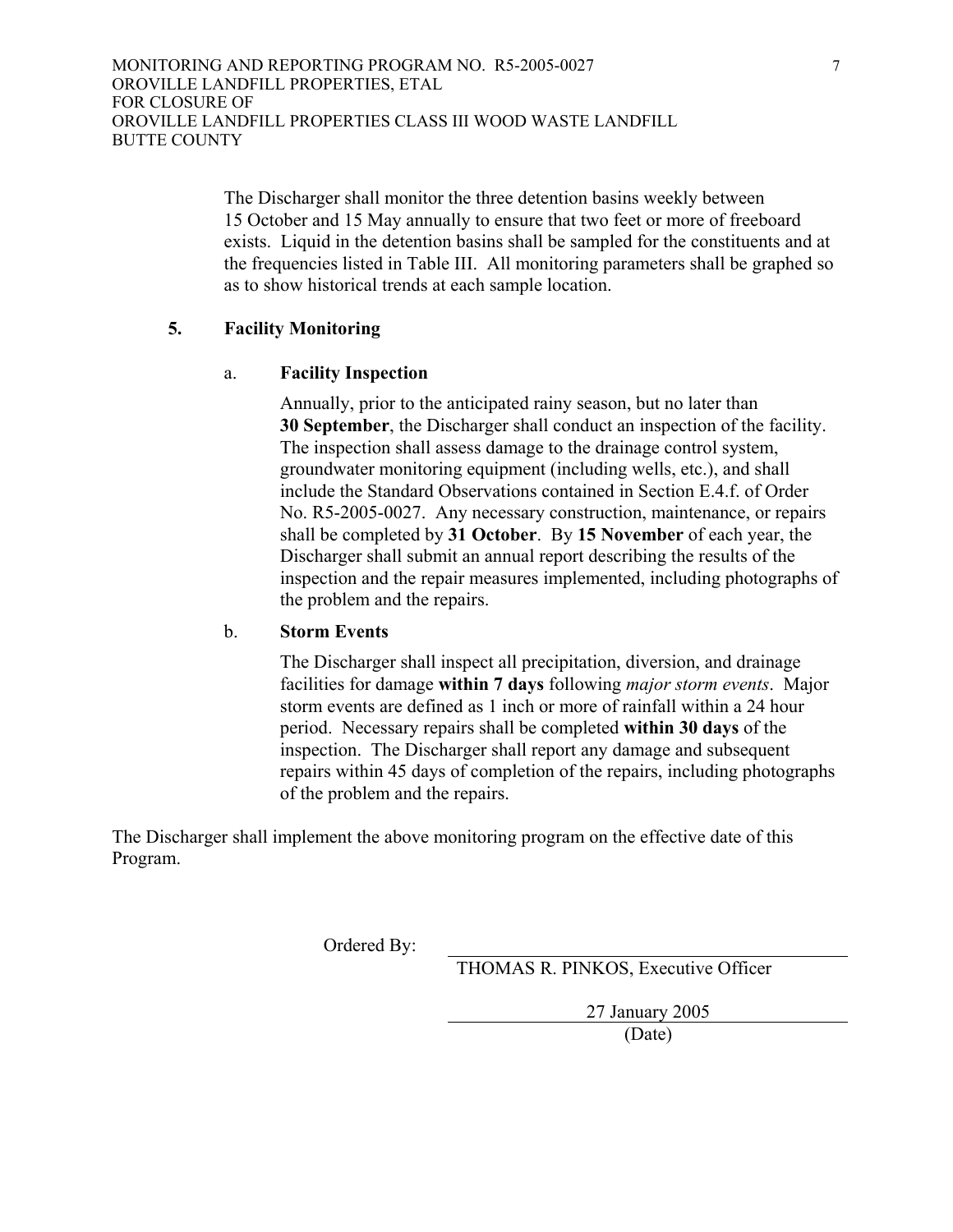The Discharger shall monitor the three detention basins weekly between 15 October and 15 May annually to ensure that two feet or more of freeboard exists. Liquid in the detention basins shall be sampled for the constituents and at the frequencies listed in Table III. All monitoring parameters shall be graphed so as to show historical trends at each sample location.

### 5. Facility Monitoring

#### a. Facility Inspection

Annually, prior to the anticipated rainy season, but no later than **30 September**, the Discharger shall conduct an inspection of the facility. The inspection shall assess damage to the drainage control system, groundwater monitoring equipment (including wells, etc.), and shall include the Standard Observations contained in Section E.4.f. of Order No. R5-2005-0027. Any necessary construction, maintenance, or repairs shall be completed by **31 October**. By **15 November** of each year, the Discharger shall submit an annual report describing the results of the inspection and the repair measures implemented, including photographs of the problem and the repairs.

#### b. Storm Events

The Discharger shall inspect all precipitation, diversion, and drainage facilities for damage **within 7 days** following *major storm events*. Major storm events are defined as 1 inch or more of rainfall within a 24 hour period. Necessary repairs shall be completed **within 30 days** of the inspection. The Discharger shall report any damage and subsequent repairs within 45 days of completion of the repairs, including photographs of the problem and the repairs.

The Discharger shall implement the above monitoring program on the effective date of this Program.

Ordered By: ______________________________

THOMAS R. PINKOS, Executive Officer

27 January 2005

(Date)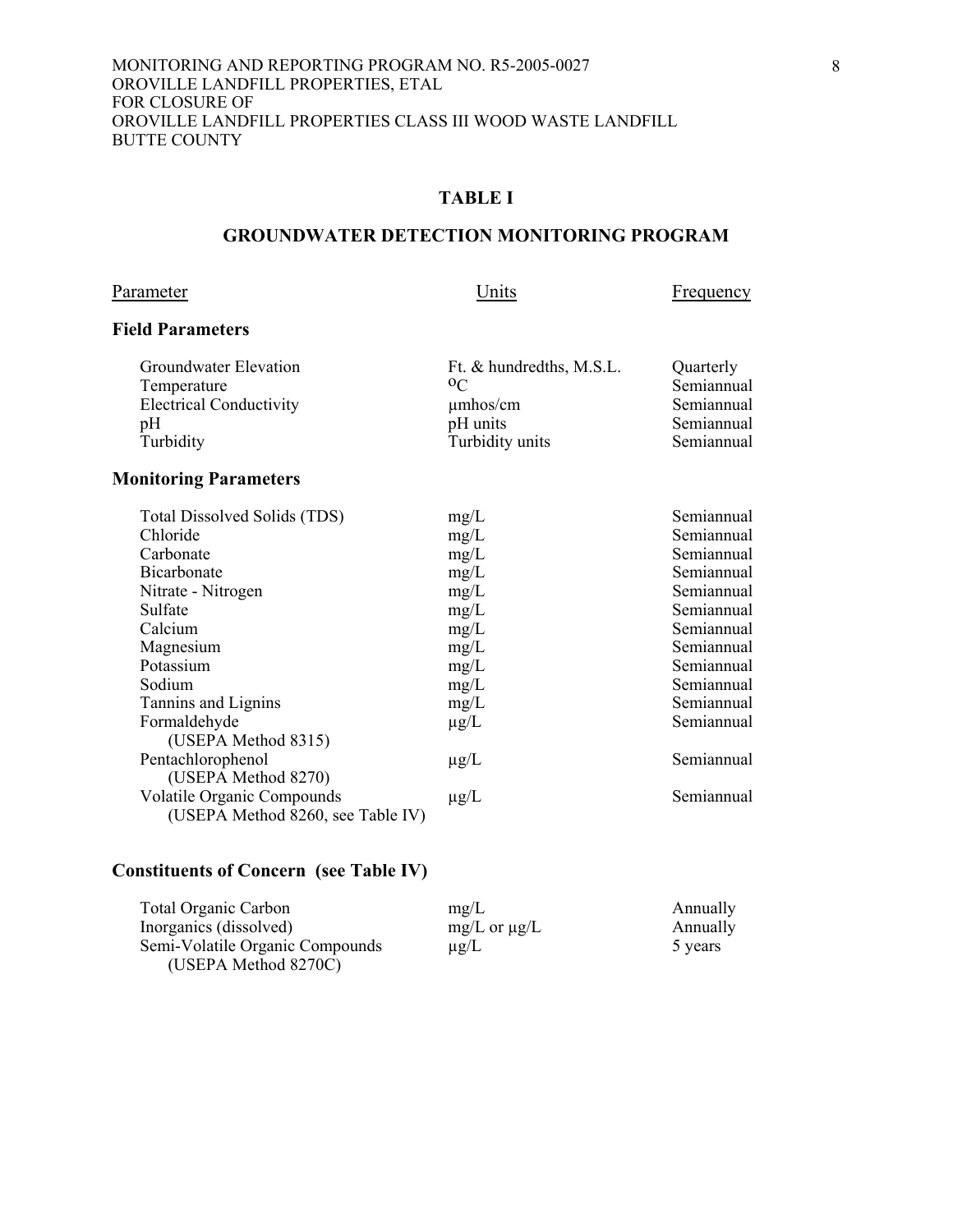## TABLE I

## GROUNDWATER DETECTION MONITORING PROGRAM

| Parameter | Units | Frequency |
|---|---|---|
| **Field Parameters** | | |
| Groundwater Elevation | Ft. & hundredths, M.S.L. | Quarterly |
| Temperature | $^{o}C$ | Semiannual |
| Electrical Conductivity | µmhos/cm | Semiannual |
| pH | pH units | Semiannual |
| Turbidity | Turbidity units | Semiannual |
| **Monitoring Parameters** | | |
| Total Dissolved Solids (TDS) | mg/L | Semiannual |
| Chloride | mg/L | Semiannual |
| Carbonate | mg/L | Semiannual |
| Bicarbonate | mg/L | Semiannual |
| Nitrate - Nitrogen | mg/L | Semiannual |
| Sulfate | mg/L | Semiannual |
| Calcium | mg/L | Semiannual |
| Magnesium | mg/L | Semiannual |
| Potassium | mg/L | Semiannual |
| Sodium | mg/L | Semiannual |
| Tannins and Lignins | mg/L | Semiannual |
| Formaldehyde (USEPA Method 8315) | µg/L | Semiannual |
| Pentachlorophenol (USEPA Method 8270) | µg/L | Semiannual |
| Volatile Organic Compounds (USEPA Method 8260, see Table IV) | µg/L | Semiannual |
| **Constituents of Concern (see Table IV)** | | |
| Total Organic Carbon | mg/L | Annually |
| Inorganics (dissolved) | mg/L or µg/L | Annually |
| Semi-Volatile Organic Compounds (USEPA Method 8270C) | µg/L | 5 years |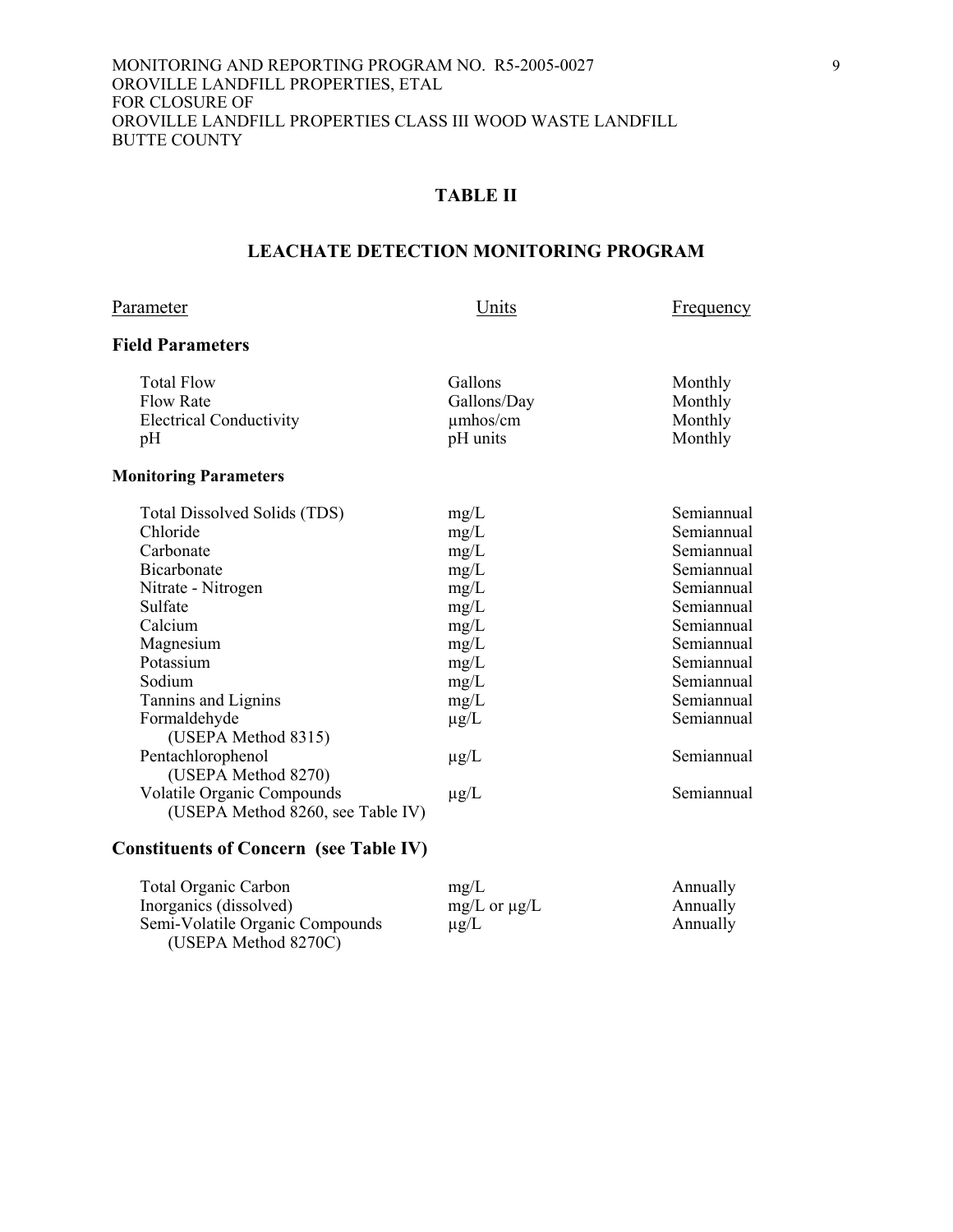## TABLE II

## LEACHATE DETECTION MONITORING PROGRAM

| Parameter | Units | Frequency |
|---|---|---|
| **Field Parameters** | | |
| Total Flow | Gallons | Monthly |
| Flow Rate | Gallons/Day | Monthly |
| Electrical Conductivity | μmhos/cm | Monthly |
| pH | pH units | Monthly |
| **Monitoring Parameters** | | |
| Total Dissolved Solids (TDS) | mg/L | Semiannual |
| Chloride | mg/L | Semiannual |
| Carbonate | mg/L | Semiannual |
| Bicarbonate | mg/L | Semiannual |
| Nitrate - Nitrogen | mg/L | Semiannual |
| Sulfate | mg/L | Semiannual |
| Calcium | mg/L | Semiannual |
| Magnesium | mg/L | Semiannual |
| Potassium | mg/L | Semiannual |
| Sodium | mg/L | Semiannual |
| Tannins and Lignins | mg/L | Semiannual |
| Formaldehyde (USEPA Method 8315) | μg/L | Semiannual |
| Pentachlorophenol (USEPA Method 8270) | μg/L | Semiannual |
| Volatile Organic Compounds (USEPA Method 8260, see Table IV) | μg/L | Semiannual |
| **Constituents of Concern (see Table IV)** | | |
| Total Organic Carbon | mg/L | Annually |
| Inorganics (dissolved) | mg/L or μg/L | Annually |
| Semi-Volatile Organic Compounds (USEPA Method 8270C) | μg/L | Annually |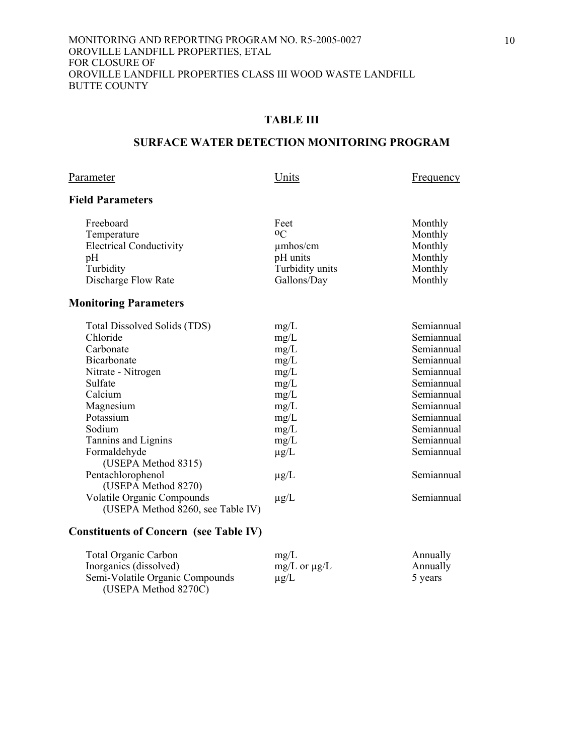## TABLE III

## SURFACE WATER DETECTION MONITORING PROGRAM

| Parameter | Units | Frequency |
|---|---|---|
| **Field Parameters** | | |
| Freeboard | Feet | Monthly |
| Temperature | $^{o}C$ | Monthly |
| Electrical Conductivity | μmhos/cm | Monthly |
| pH | pH units | Monthly |
| Turbidity | Turbidity units | Monthly |
| Discharge Flow Rate | Gallons/Day | Monthly |
| **Monitoring Parameters** | | |
| Total Dissolved Solids (TDS) | mg/L | Semiannual |
| Chloride | mg/L | Semiannual |
| Carbonate | mg/L | Semiannual |
| Bicarbonate | mg/L | Semiannual |
| Nitrate - Nitrogen | mg/L | Semiannual |
| Sulfate | mg/L | Semiannual |
| Calcium | mg/L | Semiannual |
| Magnesium | mg/L | Semiannual |
| Potassium | mg/L | Semiannual |
| Sodium | mg/L | Semiannual |
| Tannins and Lignins | mg/L | Semiannual |
| Formaldehyde (USEPA Method 8315) | μg/L | Semiannual |
| Pentachlorophenol (USEPA Method 8270) | μg/L | Semiannual |
| Volatile Organic Compounds (USEPA Method 8260, see Table IV) | μg/L | Semiannual |
| **Constituents of Concern (see Table IV)** | | |
| Total Organic Carbon | mg/L | Annually |
| Inorganics (dissolved) | mg/L or μg/L | Annually |
| Semi-Volatile Organic Compounds (USEPA Method 8270C) | μg/L | 5 years |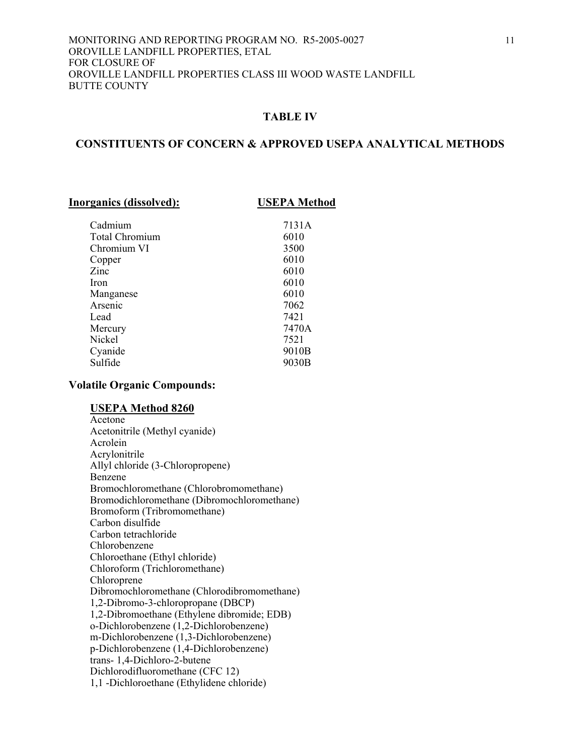## TABLE IV

## CONSTITUENTS OF CONCERN & APPROVED USEPA ANALYTICAL METHODS

| **Inorganics (dissolved):** | **USEPA Method** |
|---|---|
| Cadmium | 7131A |
| Total Chromium | 6010 |
| Chromium VI | 3500 |
| Copper | 6010 |
| Zinc | 6010 |
| Iron | 6010 |
| Manganese | 6010 |
| Arsenic | 7062 |
| Lead | 7421 |
| Mercury | 7470A |
| Nickel | 7521 |
| Cyanide | 9010B |
| Sulfide | 9030B |

### Volatile Organic Compounds:

**USEPA Method 8260**

Acetone
Acetonitrile (Methyl cyanide)
Acrolein
Acrylonitrile
Allyl chloride (3-Chloropropene)
Benzene
Bromochloromethane (Chlorobromomethane)
Bromodichloromethane (Dibromochloromethane)
Bromoform (Tribromomethane)
Carbon disulfide
Carbon tetrachloride
Chlorobenzene
Chloroethane (Ethyl chloride)
Chloroform (Trichloromethane)
Chloroprene
Dibromochloromethane (Chlorodibromomethane)
1,2-Dibromo-3-chloropropane (DBCP)
1,2-Dibromoethane (Ethylene dibromide; EDB)
o-Dichlorobenzene (1,2-Dichlorobenzene)
m-Dichlorobenzene (1,3-Dichlorobenzene)
p-Dichlorobenzene (1,4-Dichlorobenzene)
trans- 1,4-Dichloro-2-butene
Dichlorodifluoromethane (CFC 12)
1,1 -Dichloroethane (Ethylidene chloride)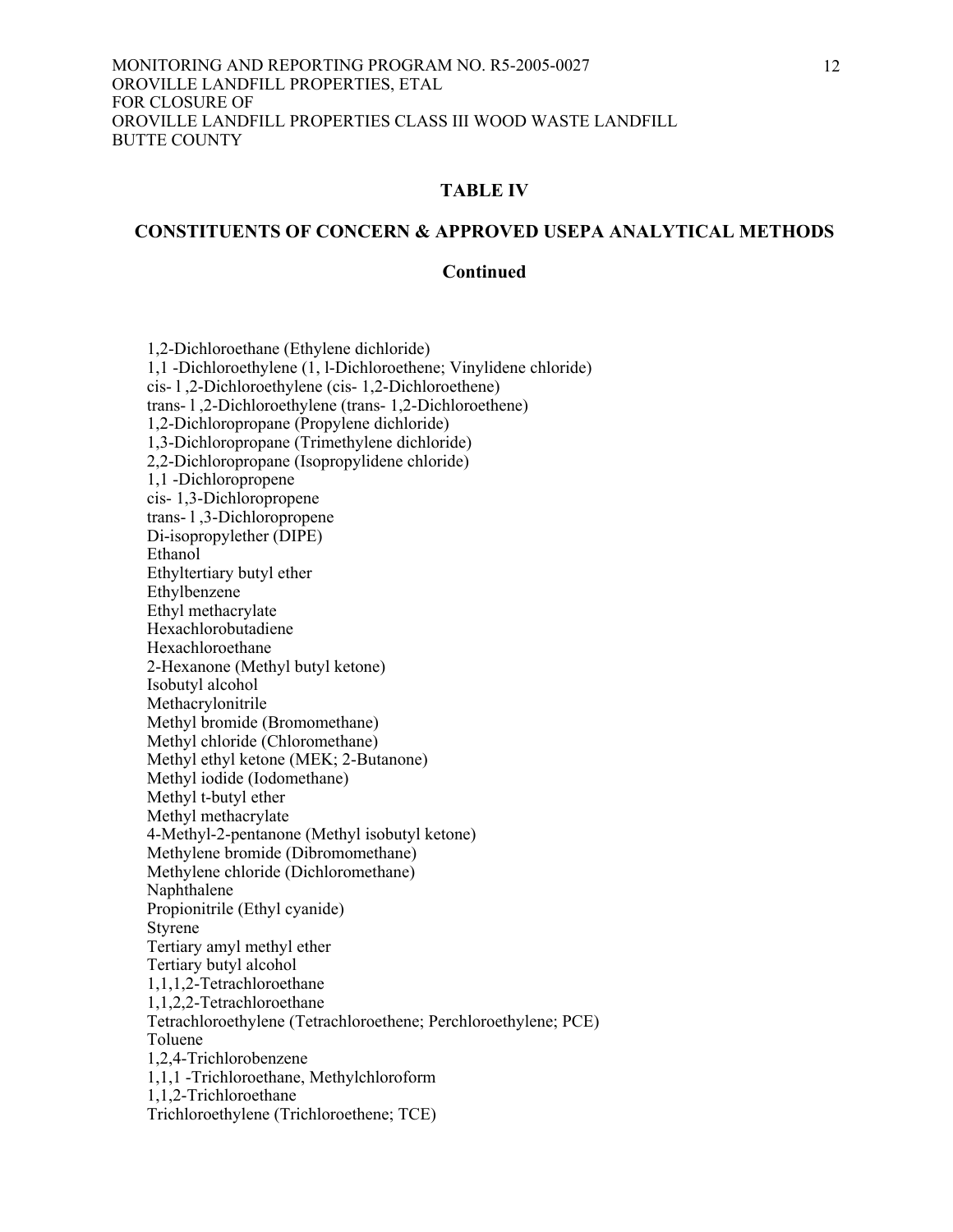**TABLE IV**

**CONSTITUENTS OF CONCERN & APPROVED USEPA ANALYTICAL METHODS**

**Continued**

1,2-Dichloroethane (Ethylene dichloride)
1,1 -Dichloroethylene (1, l-Dichloroethene; Vinylidene chloride)
cis- l ,2-Dichloroethylene (cis- 1,2-Dichloroethene)
trans- l ,2-Dichloroethylene (trans- 1,2-Dichloroethene)
1,2-Dichloropropane (Propylene dichloride)
1,3-Dichloropropane (Trimethylene dichloride)
2,2-Dichloropropane (Isopropylidene chloride)
1,1 -Dichloropropene
cis- 1,3-Dichloropropene
trans- l ,3-Dichloropropene
Di-isopropylether (DIPE)
Ethanol
Ethyltertiary butyl ether
Ethylbenzene
Ethyl methacrylate
Hexachlorobutadiene
Hexachloroethane
2-Hexanone (Methyl butyl ketone)
Isobutyl alcohol
Methacrylonitrile
Methyl bromide (Bromomethane)
Methyl chloride (Chloromethane)
Methyl ethyl ketone (MEK; 2-Butanone)
Methyl iodide (Iodomethane)
Methyl t-butyl ether
Methyl methacrylate
4-Methyl-2-pentanone (Methyl isobutyl ketone)
Methylene bromide (Dibromomethane)
Methylene chloride (Dichloromethane)
Naphthalene
Propionitrile (Ethyl cyanide)
Styrene
Tertiary amyl methyl ether
Tertiary butyl alcohol
1,1,1,2-Tetrachloroethane
1,1,2,2-Tetrachloroethane
Tetrachloroethylene (Tetrachloroethene; Perchloroethylene; PCE)
Toluene
1,2,4-Trichlorobenzene
1,1,1 -Trichloroethane, Methylchloroform
1,1,2-Trichloroethane
Trichloroethylene (Trichloroethene; TCE)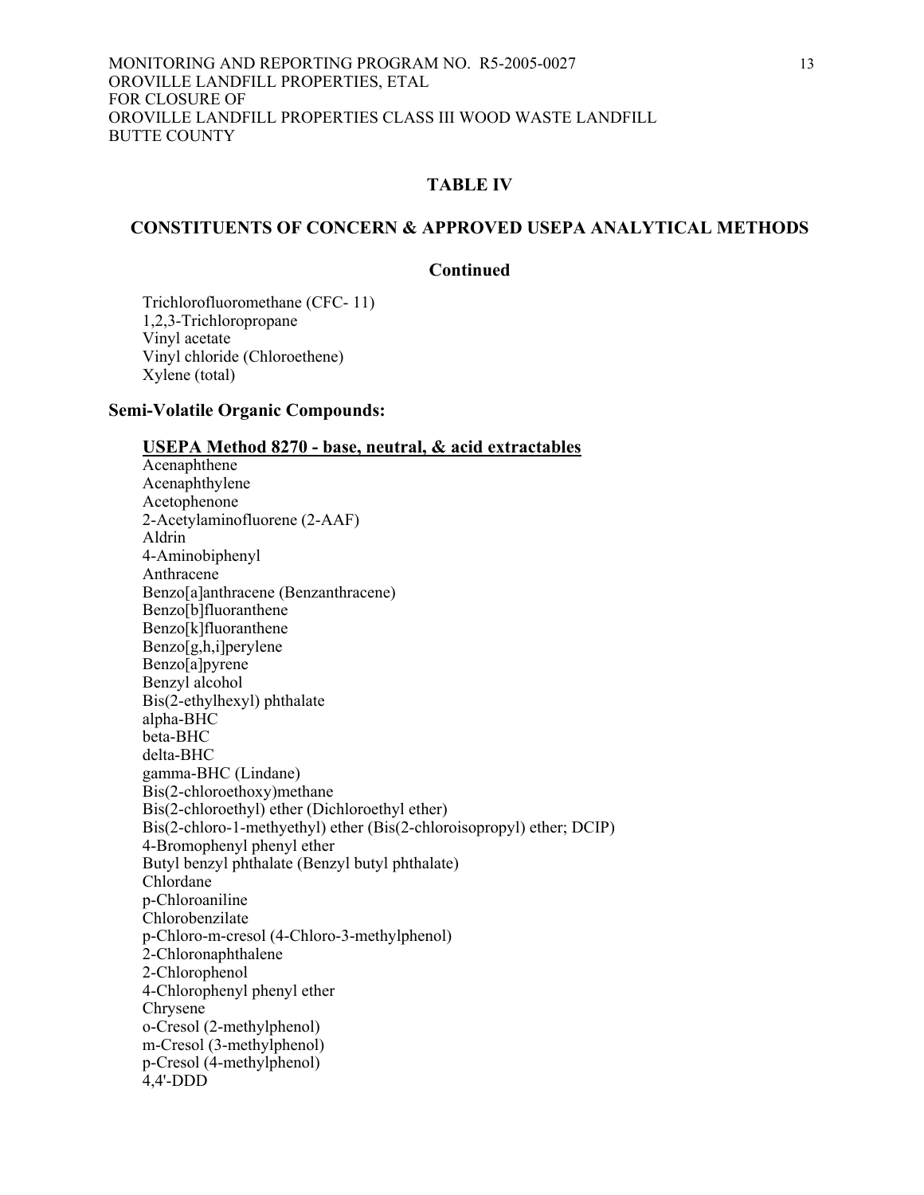## TABLE IV

## CONSTITUENTS OF CONCERN & APPROVED USEPA ANALYTICAL METHODS

### Continued

Trichlorofluoromethane (CFC- 11)
1,2,3-Trichloropropane
Vinyl acetate
Vinyl chloride (Chloroethene)
Xylene (total)

### Semi-Volatile Organic Compounds:

**USEPA Method 8270 - base, neutral, & acid extractables**

Acenaphthene
Acenaphthylene
Acetophenone
2-Acetylaminofluorene (2-AAF)
Aldrin
4-Aminobiphenyl
Anthracene
Benzo[a]anthracene (Benzanthracene)
Benzo[b]fluoranthene
Benzo[k]fluoranthene
Benzo[g,h,i]perylene
Benzo[a]pyrene
Benzyl alcohol
Bis(2-ethylhexyl) phthalate
alpha-BHC
beta-BHC
delta-BHC
gamma-BHC (Lindane)
Bis(2-chloroethoxy)methane
Bis(2-chloroethyl) ether (Dichloroethyl ether)
Bis(2-chloro-1-methyethyl) ether (Bis(2-chloroisopropyl) ether; DCIP)
4-Bromophenyl phenyl ether
Butyl benzyl phthalate (Benzyl butyl phthalate)
Chlordane
p-Chloroaniline
Chlorobenzilate
p-Chloro-m-cresol (4-Chloro-3-methylphenol)
2-Chloronaphthalene
2-Chlorophenol
4-Chlorophenyl phenyl ether
Chrysene
o-Cresol (2-methylphenol)
m-Cresol (3-methylphenol)
p-Cresol (4-methylphenol)
4,4'-DDD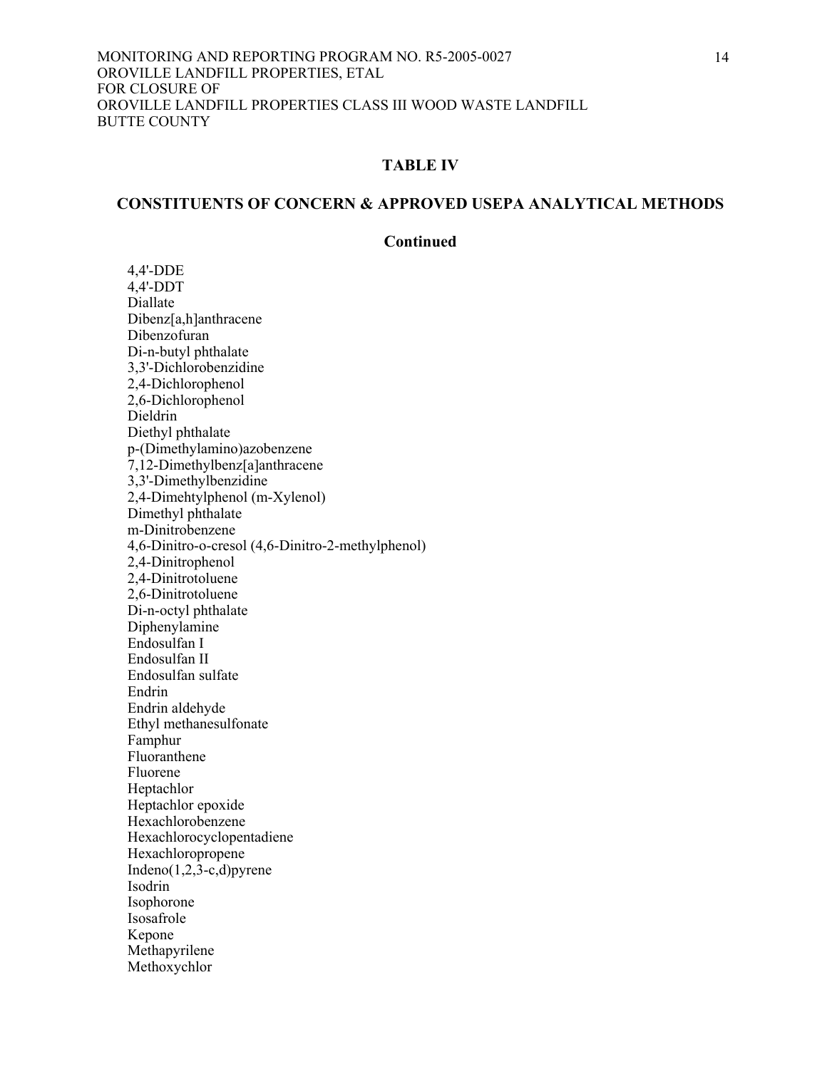## TABLE IV

## CONSTITUENTS OF CONCERN & APPROVED USEPA ANALYTICAL METHODS

### Continued

4,4'-DDE
4,4'-DDT
Diallate
Dibenz[a,h]anthracene
Dibenzofuran
Di-n-butyl phthalate
3,3'-Dichlorobenzidine
2,4-Dichlorophenol
2,6-Dichlorophenol
Dieldrin
Diethyl phthalate
p-(Dimethylamino)azobenzene
7,12-Dimethylbenz[a]anthracene
3,3'-Dimethylbenzidine
2,4-Dimehtylphenol (m-Xylenol)
Dimethyl phthalate
m-Dinitrobenzene
4,6-Dinitro-o-cresol (4,6-Dinitro-2-methylphenol)
2,4-Dinitrophenol
2,4-Dinitrotoluene
2,6-Dinitrotoluene
Di-n-octyl phthalate
Diphenylamine
Endosulfan I
Endosulfan II
Endosulfan sulfate
Endrin
Endrin aldehyde
Ethyl methanesulfonate
Famphur
Fluoranthene
Fluorene
Heptachlor
Heptachlor epoxide
Hexachlorobenzene
Hexachlorocyclopentadiene
Hexachloropropene
Indeno(1,2,3-c,d)pyrene
Isodrin
Isophorone
Isosafrole
Kepone
Methapyrilene
Methoxychlor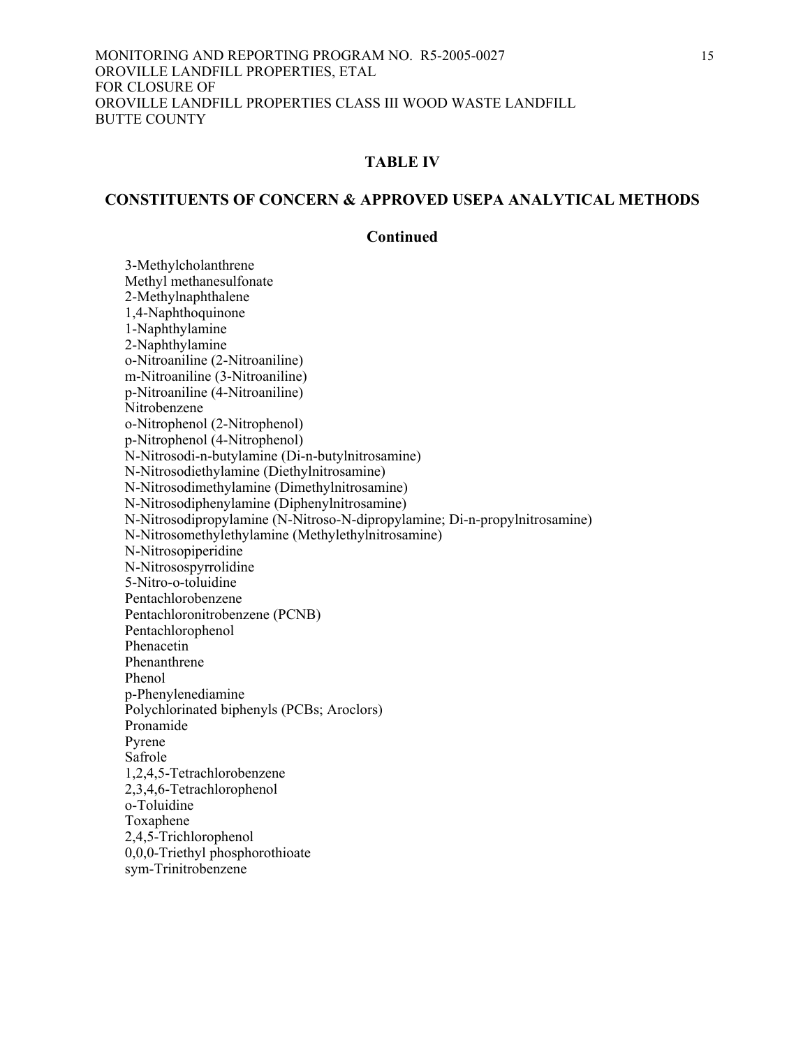## TABLE IV

## CONSTITUENTS OF CONCERN & APPROVED USEPA ANALYTICAL METHODS

### Continued

3-Methylcholanthrene
Methyl methanesulfonate
2-Methylnaphthalene
1,4-Naphthoquinone
1-Naphthylamine
2-Naphthylamine
o-Nitroaniline (2-Nitroaniline)
m-Nitroaniline (3-Nitroaniline)
p-Nitroaniline (4-Nitroaniline)
Nitrobenzene
o-Nitrophenol (2-Nitrophenol)
p-Nitrophenol (4-Nitrophenol)
N-Nitrosodi-n-butylamine (Di-n-butylnitrosamine)
N-Nitrosodiethylamine (Diethylnitrosamine)
N-Nitrosodimethylamine (Dimethylnitrosamine)
N-Nitrosodiphenylamine (Diphenylnitrosamine)
N-Nitrosodipropylamine (N-Nitroso-N-dipropylamine; Di-n-propylnitrosamine)
N-Nitrosomethylethylamine (Methylethylnitrosamine)
N-Nitrosopiperidine
N-Nitrosospyrrolidine
5-Nitro-o-toluidine
Pentachlorobenzene
Pentachloronitrobenzene (PCNB)
Pentachlorophenol
Phenacetin
Phenanthrene
Phenol
p-Phenylenediamine
Polychlorinated biphenyls (PCBs; Aroclors)
Pronamide
Pyrene
Safrole
1,2,4,5-Tetrachlorobenzene
2,3,4,6-Tetrachlorophenol
o-Toluidine
Toxaphene
2,4,5-Trichlorophenol
0,0,0-Triethyl phosphorothioate
sym-Trinitrobenzene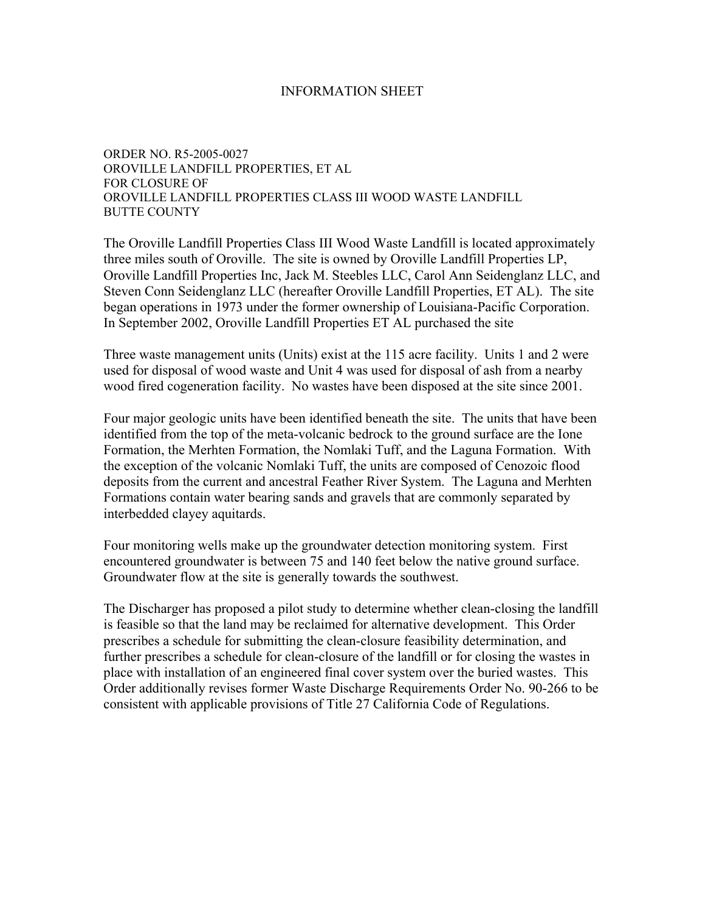# INFORMATION SHEET

ORDER NO. R5-2005-0027
OROVILLE LANDFILL PROPERTIES, ET AL
FOR CLOSURE OF
OROVILLE LANDFILL PROPERTIES CLASS III WOOD WASTE LANDFILL
BUTTE COUNTY

The Oroville Landfill Properties Class III Wood Waste Landfill is located approximately three miles south of Oroville. The site is owned by Oroville Landfill Properties LP, Oroville Landfill Properties Inc, Jack M. Steebles LLC, Carol Ann Seidenglanz LLC, and Steven Conn Seidenglanz LLC (hereafter Oroville Landfill Properties, ET AL). The site began operations in 1973 under the former ownership of Louisiana-Pacific Corporation. In September 2002, Oroville Landfill Properties ET AL purchased the site

Three waste management units (Units) exist at the 115 acre facility. Units 1 and 2 were used for disposal of wood waste and Unit 4 was used for disposal of ash from a nearby wood fired cogeneration facility. No wastes have been disposed at the site since 2001.

Four major geologic units have been identified beneath the site. The units that have been identified from the top of the meta-volcanic bedrock to the ground surface are the Ione Formation, the Merhten Formation, the Nomlaki Tuff, and the Laguna Formation. With the exception of the volcanic Nomlaki Tuff, the units are composed of Cenozoic flood deposits from the current and ancestral Feather River System. The Laguna and Merhten Formations contain water bearing sands and gravels that are commonly separated by interbedded clayey aquitards.

Four monitoring wells make up the groundwater detection monitoring system. First encountered groundwater is between 75 and 140 feet below the native ground surface. Groundwater flow at the site is generally towards the southwest.

The Discharger has proposed a pilot study to determine whether clean-closing the landfill is feasible so that the land may be reclaimed for alternative development. This Order prescribes a schedule for submitting the clean-closure feasibility determination, and further prescribes a schedule for clean-closure of the landfill or for closing the wastes in place with installation of an engineered final cover system over the buried wastes. This Order additionally revises former Waste Discharge Requirements Order No. 90-266 to be consistent with applicable provisions of Title 27 California Code of Regulations.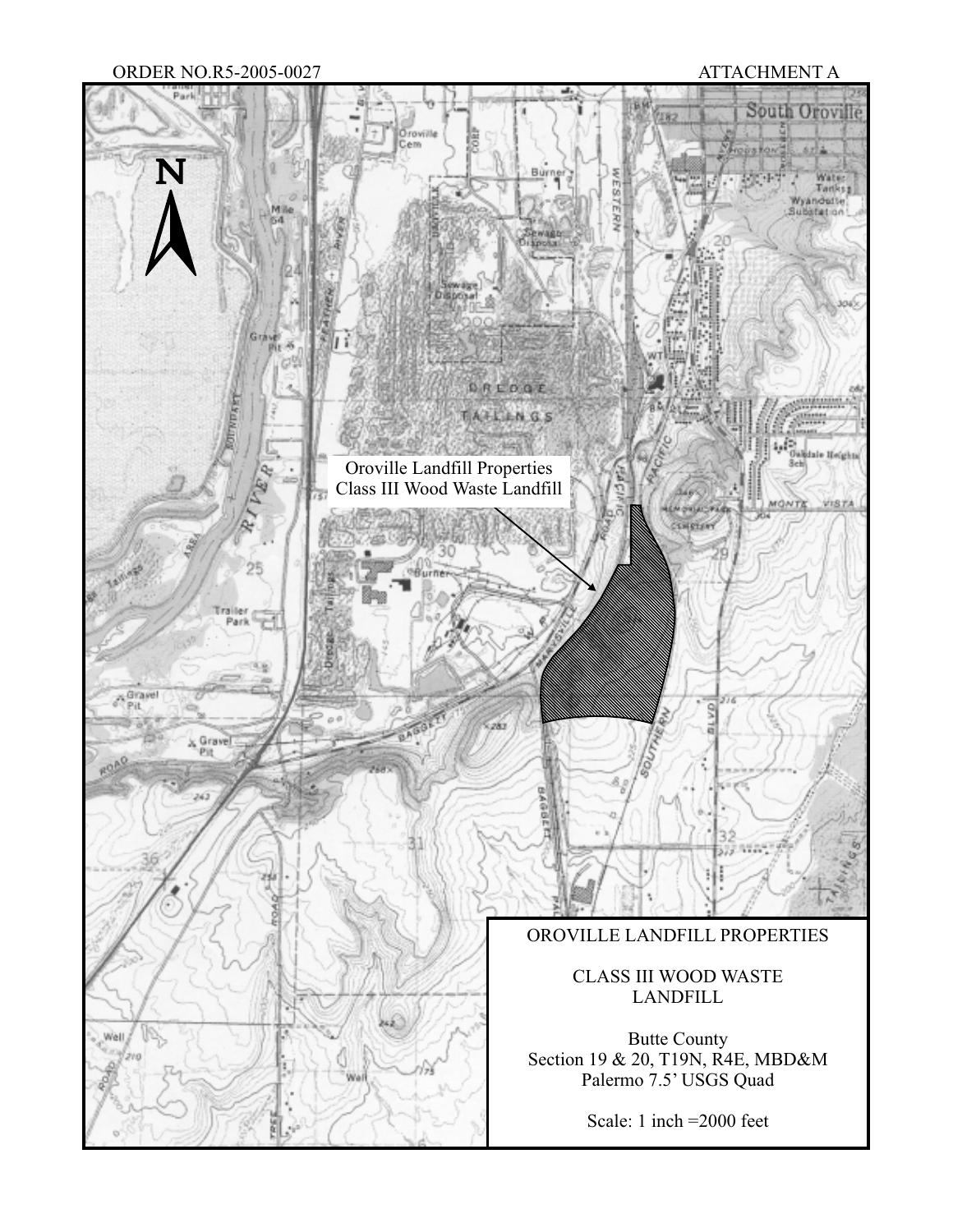ORDER NO.R5-2005-0027

ATTACHMENT A

Oroville Landfill Properties
Class III Wood Waste Landfill

OROVILLE LANDFILL PROPERTIES

CLASS III WOOD WASTE
LANDFILL

Butte County
Section 19 & 20, T19N, R4E, MBD&M
Palermo 7.5' USGS Quad

Scale: 1 inch =2000 feet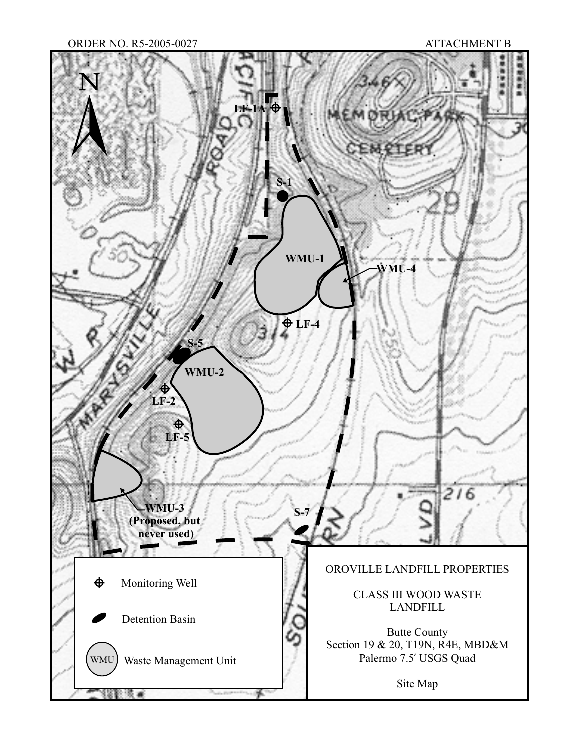ORDER NO. R5-2005-0027

ATTACHMENT B

N

LF-1A

S-1

WMU-1

WMU-4

LF-4

S-5

WMU-2

LF-2

LF-5

WMU-3
(Proposed, but
never used)

S-7

MEMORIAL PARK
CEMETERY

MARYSVILLE ROAD

Monitoring Well

Detention Basin

WMU Waste Management Unit

OROVILLE LANDFILL PROPERTIES

CLASS III WOOD WASTE
LANDFILL

Butte County
Section 19 & 20, T19N, R4E, MBD&M
Palermo 7.5′ USGS Quad

Site Map